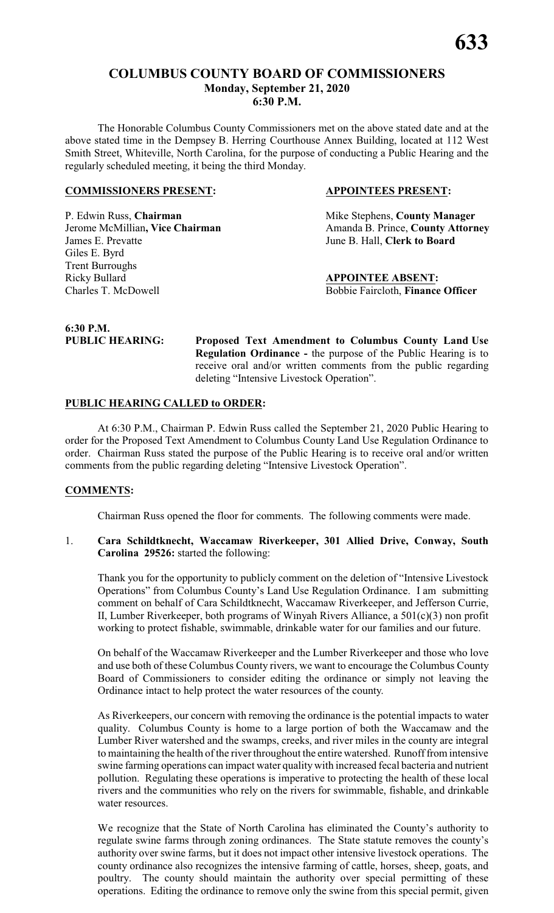# COLUMBUS COUNTY BOARD OF COMMISSIONERS

**Monday, September 21, 2020**
**6:30 P.M.**

The Honorable Columbus County Commissioners met on the above stated date and at the above stated time in the Dempsey B. Herring Courthouse Annex Building, located at 112 West Smith Street, Whiteville, North Carolina, for the purpose of conducting a Public Hearing and the regularly scheduled meeting, it being the third Monday.

**COMMISSIONERS PRESENT:**

P. Edwin Russ, **Chairman**
Jerome McMillian**, Vice Chairman**
James E. Prevatte
Giles E. Byrd
Trent Burroughs
Ricky Bullard
Charles T. McDowell

**APPOINTEES PRESENT:**

Mike Stephens, **County Manager**
Amanda B. Prince, **County Attorney**
June B. Hall, **Clerk to Board**

**APPOINTEE ABSENT:**

Bobbie Faircloth, **Finance Officer**

**6:30 P.M.**
**PUBLIC HEARING:** **Proposed Text Amendment to Columbus County Land Use Regulation Ordinance -** the purpose of the Public Hearing is to receive oral and/or written comments from the public regarding deleting "Intensive Livestock Operation".

**PUBLIC HEARING CALLED to ORDER:**

At 6:30 P.M., Chairman P. Edwin Russ called the September 21, 2020 Public Hearing to order for the Proposed Text Amendment to Columbus County Land Use Regulation Ordinance to order. Chairman Russ stated the purpose of the Public Hearing is to receive oral and/or written comments from the public regarding deleting "Intensive Livestock Operation".

**COMMENTS:**

Chairman Russ opened the floor for comments. The following comments were made.

1. **Cara Schildtknecht, Waccamaw Riverkeeper, 301 Allied Drive, Conway, South Carolina 29526:** started the following:

   Thank you for the opportunity to publicly comment on the deletion of "Intensive Livestock Operations" from Columbus County's Land Use Regulation Ordinance. I am submitting comment on behalf of Cara Schildtknecht, Waccamaw Riverkeeper, and Jefferson Currie, II, Lumber Riverkeeper, both programs of Winyah Rivers Alliance, a 501(c)(3) non profit working to protect fishable, swimmable, drinkable water for our families and our future.

   On behalf of the Waccamaw Riverkeeper and the Lumber Riverkeeper and those who love and use both of these Columbus County rivers, we want to encourage the Columbus County Board of Commissioners to consider editing the ordinance or simply not leaving the Ordinance intact to help protect the water resources of the county.

   As Riverkeepers, our concern with removing the ordinance is the potential impacts to water quality. Columbus County is home to a large portion of both the Waccamaw and the Lumber River watershed and the swamps, creeks, and river miles in the county are integral to maintaining the health of the river throughout the entire watershed. Runoff from intensive swine farming operations can impact water quality with increased fecal bacteria and nutrient pollution. Regulating these operations is imperative to protecting the health of these local rivers and the communities who rely on the rivers for swimmable, fishable, and drinkable water resources.

   We recognize that the State of North Carolina has eliminated the County's authority to regulate swine farms through zoning ordinances. The State statute removes the county's authority over swine farms, but it does not impact other intensive livestock operations. The county ordinance also recognizes the intensive farming of cattle, horses, sheep, goats, and poultry. The county should maintain the authority over special permitting of these operations. Editing the ordinance to remove only the swine from this special permit, given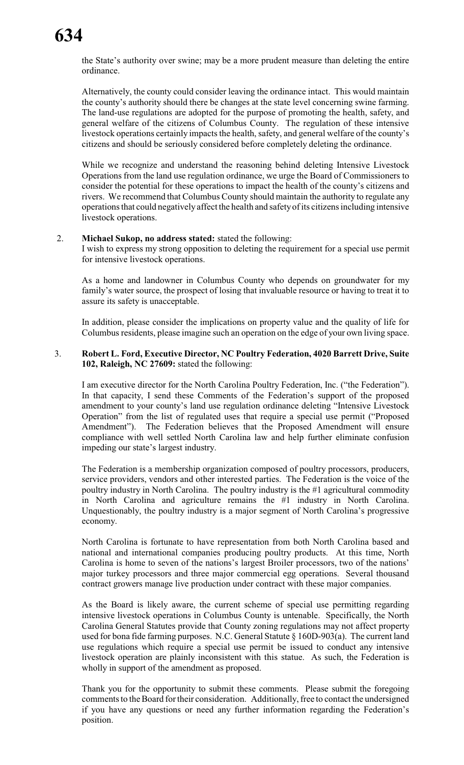the State's authority over swine; may be a more prudent measure than deleting the entire ordinance.

Alternatively, the county could consider leaving the ordinance intact. This would maintain the county's authority should there be changes at the state level concerning swine farming. The land-use regulations are adopted for the purpose of promoting the health, safety, and general welfare of the citizens of Columbus County. The regulation of these intensive livestock operations certainly impacts the health, safety, and general welfare of the county's citizens and should be seriously considered before completely deleting the ordinance.

While we recognize and understand the reasoning behind deleting Intensive Livestock Operations from the land use regulation ordinance, we urge the Board of Commissioners to consider the potential for these operations to impact the health of the county's citizens and rivers. We recommend that Columbus County should maintain the authority to regulate any operations that could negatively affect the health and safety of its citizens including intensive livestock operations.

2. **Michael Sukop, no address stated:** stated the following:
   I wish to express my strong opposition to deleting the requirement for a special use permit for intensive livestock operations.

   As a home and landowner in Columbus County who depends on groundwater for my family's water source, the prospect of losing that invaluable resource or having to treat it to assure its safety is unacceptable.

   In addition, please consider the implications on property value and the quality of life for Columbus residents, please imagine such an operation on the edge of your own living space.

3. **Robert L. Ford, Executive Director, NC Poultry Federation, 4020 Barrett Drive, Suite 102, Raleigh, NC 27609:** stated the following:

   I am executive director for the North Carolina Poultry Federation, Inc. ("the Federation"). In that capacity, I send these Comments of the Federation's support of the proposed amendment to your county's land use regulation ordinance deleting "Intensive Livestock Operation" from the list of regulated uses that require a special use permit ("Proposed Amendment"). The Federation believes that the Proposed Amendment will ensure compliance with well settled North Carolina law and help further eliminate confusion impeding our state's largest industry.

   The Federation is a membership organization composed of poultry processors, producers, service providers, vendors and other interested parties. The Federation is the voice of the poultry industry in North Carolina. The poultry industry is the #1 agricultural commodity in North Carolina and agriculture remains the #1 industry in North Carolina. Unquestionably, the poultry industry is a major segment of North Carolina's progressive economy.

   North Carolina is fortunate to have representation from both North Carolina based and national and international companies producing poultry products. At this time, North Carolina is home to seven of the nations's largest Broiler processors, two of the nations' major turkey processors and three major commercial egg operations. Several thousand contract growers manage live production under contract with these major companies.

   As the Board is likely aware, the current scheme of special use permitting regarding intensive livestock operations in Columbus County is untenable. Specifically, the North Carolina General Statutes provide that County zoning regulations may not affect property used for bona fide farming purposes. N.C. General Statute § 160D-903(a). The current land use regulations which require a special use permit be issued to conduct any intensive livestock operation are plainly inconsistent with this statue. As such, the Federation is wholly in support of the amendment as proposed.

   Thank you for the opportunity to submit these comments. Please submit the foregoing comments to the Board for their consideration. Additionally, free to contact the undersigned if you have any questions or need any further information regarding the Federation's position.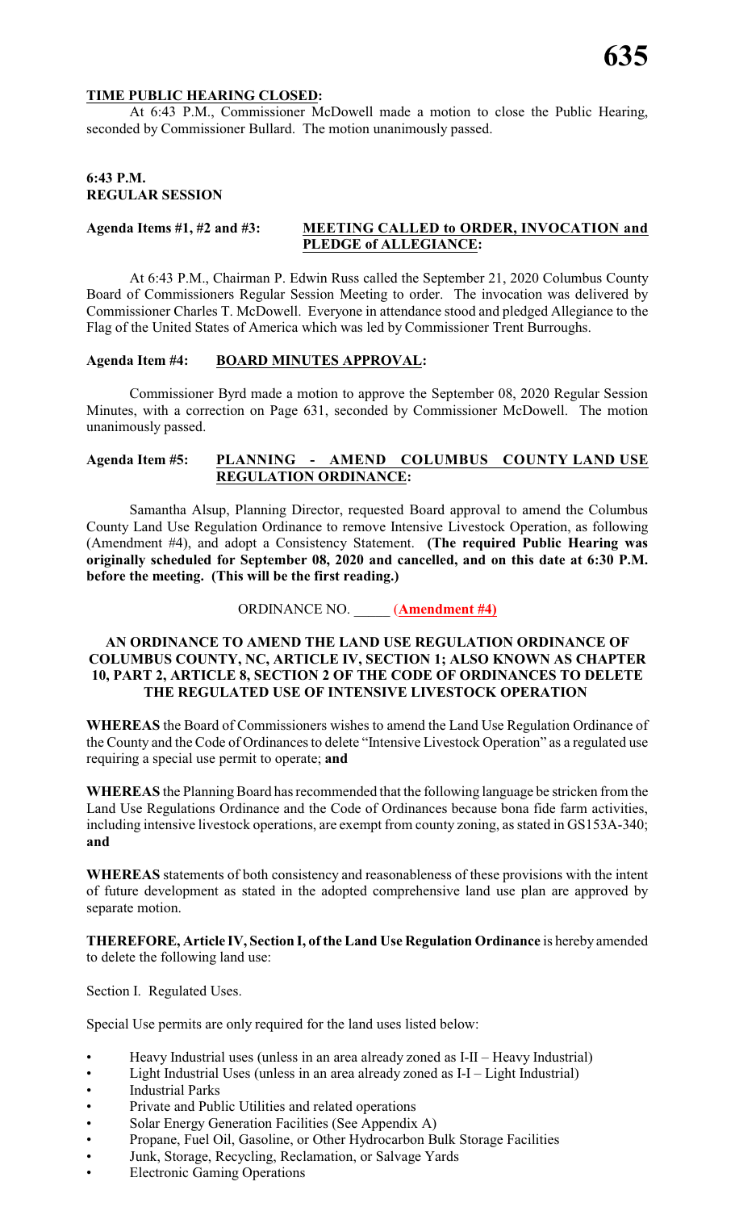**TIME PUBLIC HEARING CLOSED:**

At 6:43 P.M., Commissioner McDowell made a motion to close the Public Hearing, seconded by Commissioner Bullard. The motion unanimously passed.

**6:43 P.M.**
**REGULAR SESSION**

**Agenda Items #1, #2 and #3: MEETING CALLED to ORDER, INVOCATION and PLEDGE of ALLEGIANCE:**

At 6:43 P.M., Chairman P. Edwin Russ called the September 21, 2020 Columbus County Board of Commissioners Regular Session Meeting to order. The invocation was delivered by Commissioner Charles T. McDowell. Everyone in attendance stood and pledged Allegiance to the Flag of the United States of America which was led by Commissioner Trent Burroughs.

**Agenda Item #4: BOARD MINUTES APPROVAL:**

Commissioner Byrd made a motion to approve the September 08, 2020 Regular Session Minutes, with a correction on Page 631, seconded by Commissioner McDowell. The motion unanimously passed.

**Agenda Item #5: PLANNING - AMEND COLUMBUS COUNTY LAND USE REGULATION ORDINANCE:**

Samantha Alsup, Planning Director, requested Board approval to amend the Columbus County Land Use Regulation Ordinance to remove Intensive Livestock Operation, as following (Amendment #4), and adopt a Consistency Statement. **(The required Public Hearing was originally scheduled for September 08, 2020 and cancelled, and on this date at 6:30 P.M. before the meeting. (This will be the first reading.)**

ORDINANCE NO. _____ (**Amendment #4)**

**AN ORDINANCE TO AMEND THE LAND USE REGULATION ORDINANCE OF COLUMBUS COUNTY, NC, ARTICLE IV, SECTION 1; ALSO KNOWN AS CHAPTER 10, PART 2, ARTICLE 8, SECTION 2 OF THE CODE OF ORDINANCES TO DELETE THE REGULATED USE OF INTENSIVE LIVESTOCK OPERATION**

**WHEREAS** the Board of Commissioners wishes to amend the Land Use Regulation Ordinance of the County and the Code of Ordinances to delete "Intensive Livestock Operation" as a regulated use requiring a special use permit to operate; **and**

**WHEREAS** the Planning Board has recommended that the following language be stricken from the Land Use Regulations Ordinance and the Code of Ordinances because bona fide farm activities, including intensive livestock operations, are exempt from county zoning, as stated in GS153A-340; **and**

**WHEREAS** statements of both consistency and reasonableness of these provisions with the intent of future development as stated in the adopted comprehensive land use plan are approved by separate motion.

**THEREFORE, Article IV, Section I, of the Land Use Regulation Ordinance** is hereby amended to delete the following land use:

Section I. Regulated Uses.

Special Use permits are only required for the land uses listed below:

- Heavy Industrial uses (unless in an area already zoned as I-II – Heavy Industrial)
- Light Industrial Uses (unless in an area already zoned as I-I – Light Industrial)
- Industrial Parks
- Private and Public Utilities and related operations
- Solar Energy Generation Facilities (See Appendix A)
- Propane, Fuel Oil, Gasoline, or Other Hydrocarbon Bulk Storage Facilities
- Junk, Storage, Recycling, Reclamation, or Salvage Yards
- Electronic Gaming Operations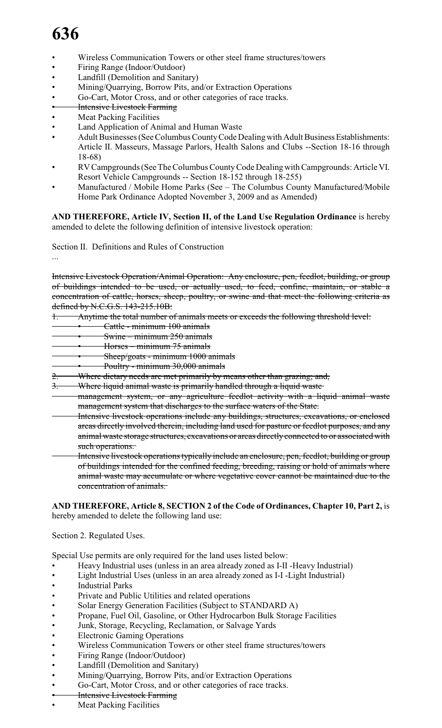- Wireless Communication Towers or other steel frame structures/towers
- Firing Range (Indoor/Outdoor)
- Landfill (Demolition and Sanitary)
- Mining/Quarrying, Borrow Pits, and/or Extraction Operations
- Go-Cart, Motor Cross, and or other categories of race tracks.
- ~~Intensive Livestock Farming~~
- Meat Packing Facilities
- Land Application of Animal and Human Waste
- Adult Businesses (See Columbus County Code Dealing with Adult Business Establishments: Article II. Masseurs, Massage Parlors, Health Salons and Clubs --Section 18-16 through 18-68)
- RV Campgrounds (See The Columbus County Code Dealing with Campgrounds: Article VI. Resort Vehicle Campgrounds -- Section 18-152 through 18-255)
- Manufactured / Mobile Home Parks (See – The Columbus County Manufactured/Mobile Home Park Ordinance Adopted November 3, 2009 and as Amended)

**AND THEREFORE, Article IV, Section II, of the Land Use Regulation Ordinance** is hereby amended to delete the following definition of intensive livestock operation:

Section II. Definitions and Rules of Construction

...

~~Intensive Livestock Operation/Animal Operation: Any enclosure, pen, feedlot, building, or group of buildings intended to be used, or actually used, to feed, confine, maintain, or stable a concentration of cattle, horses, sheep, poultry, or swine and that meet the following criteria as defined by N.C.G.S. 143-215.10B:~~

1. ~~Anytime the total number of animals meets or exceeds the following threshold level:~~
   - ~~Cattle - minimum 100 animals~~
   - ~~Swine – minimum 250 animals~~
   - ~~Horses – minimum 75 animals~~
   - ~~Sheep/goats - minimum 1000 animals~~
   - ~~Poultry - minimum 30,000 animals~~
2. ~~Where dietary needs are met primarily by means other than grazing; and,~~
3. ~~Where liquid animal waste is primarily handled through a liquid waste management system, or any agriculture feedlot activity with a liquid animal waste management system that discharges to the surface waters of the State.~~

~~Intensive livestock operations include any buildings, structures, excavations, or enclosed areas directly involved therein, including land used for pasture or feedlot purposes, and any animal waste storage structures, excavations or areas directly connected to or associated with such operations.~~

~~Intensive livestock operations typically include an enclosure, pen, feedlot, building or group of buildings intended for the confined feeding, breeding, raising or hold of animals where animal waste may accumulate or where vegetative cover cannot be maintained due to the concentration of animals.~~

**AND THEREFORE, Article 8, SECTION 2 of the Code of Ordinances, Chapter 10, Part 2,** is hereby amended to delete the following land use:

Section 2. Regulated Uses.

Special Use permits are only required for the land uses listed below:

- Heavy Industrial uses (unless in an area already zoned as I-II -Heavy Industrial)
- Light Industrial Uses (unless in an area already zoned as I-I -Light Industrial)
- Industrial Parks
- Private and Public Utilities and related operations
- Solar Energy Generation Facilities (Subject to STANDARD A)
- Propane, Fuel Oil, Gasoline, or Other Hydrocarbon Bulk Storage Facilities
- Junk, Storage, Recycling, Reclamation, or Salvage Yards
- Electronic Gaming Operations
- Wireless Communication Towers or other steel frame structures/towers
- Firing Range (Indoor/Outdoor)
- Landfill (Demolition and Sanitary)
- Mining/Quarrying, Borrow Pits, and/or Extraction Operations
- Go-Cart, Motor Cross, and or other categories of race tracks.
- ~~Intensive Livestock Farming~~
- Meat Packing Facilities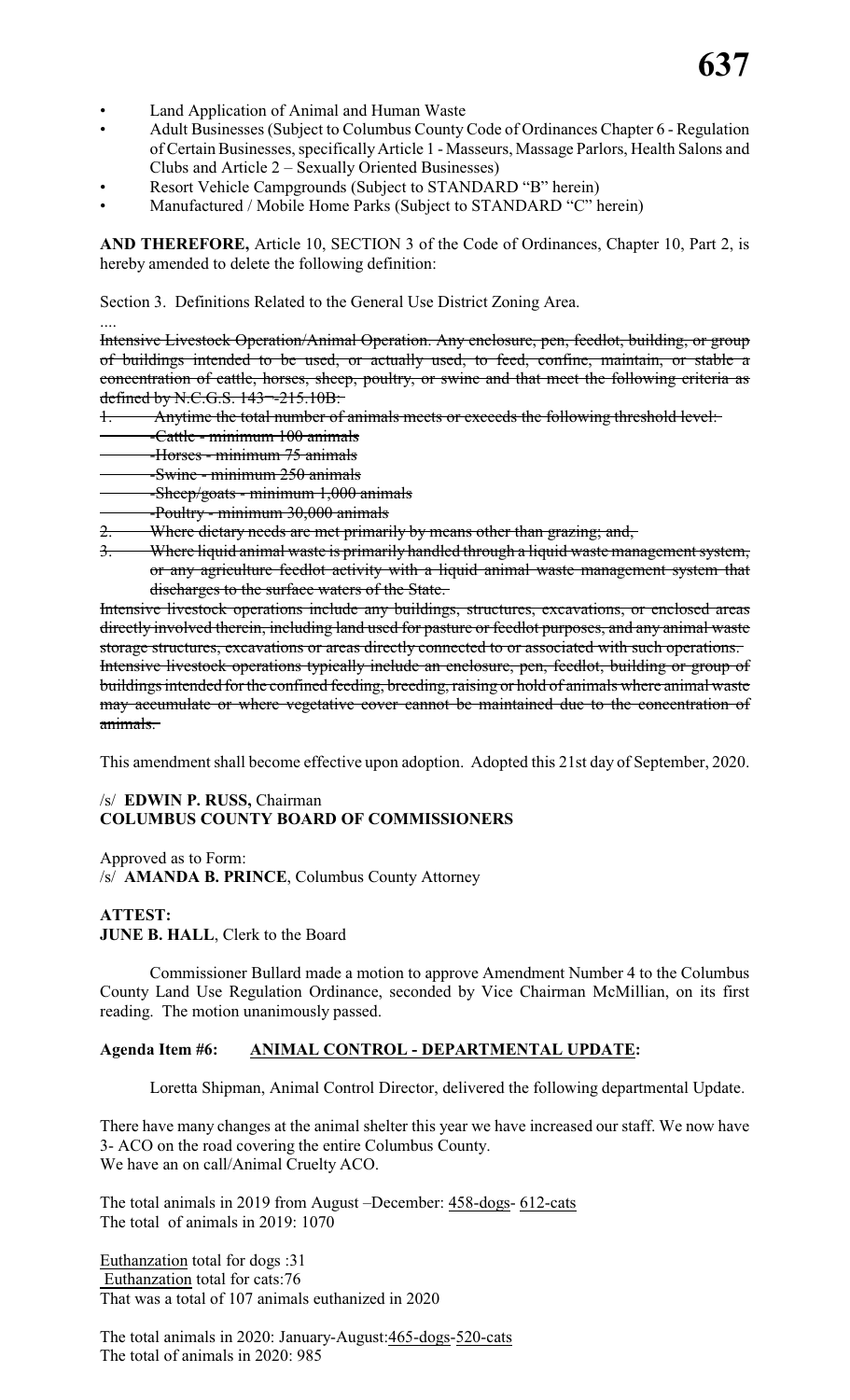- Land Application of Animal and Human Waste
- Adult Businesses (Subject to Columbus County Code of Ordinances Chapter 6 - Regulation of Certain Businesses, specifically Article 1 - Masseurs, Massage Parlors, Health Salons and Clubs and Article 2 – Sexually Oriented Businesses)
- Resort Vehicle Campgrounds (Subject to STANDARD "B" herein)
- Manufactured / Mobile Home Parks (Subject to STANDARD "C" herein)

**AND THEREFORE,** Article 10, SECTION 3 of the Code of Ordinances, Chapter 10, Part 2, is hereby amended to delete the following definition:

Section 3. Definitions Related to the General Use District Zoning Area.

....

~~Intensive Livestock Operation/Animal Operation. Any enclosure, pen, feedlot, building, or group of buildings intended to be used, or actually used, to feed, confine, maintain, or stable a concentration of cattle, horses, sheep, poultry, or swine and that meet the following criteria as defined by N.C.G.S. 143¬-215.10B:~~

~~1. Anytime the total number of animals meets or exceeds the following threshold level:~~

~~-Cattle - minimum 100 animals~~

~~-Horses - minimum 75 animals~~

~~-Swine - minimum 250 animals~~

~~-Sheep/goats - minimum 1,000 animals~~

~~-Poultry - minimum 30,000 animals~~

~~2. Where dietary needs are met primarily by means other than grazing; and,~~

~~3. Where liquid animal waste is primarily handled through a liquid waste management system, or any agriculture feedlot activity with a liquid animal waste management system that discharges to the surface waters of the State.~~

~~Intensive livestock operations include any buildings, structures, excavations, or enclosed areas directly involved therein, including land used for pasture or feedlot purposes, and any animal waste storage structures, excavations or areas directly connected to or associated with such operations.~~

~~Intensive livestock operations typically include an enclosure, pen, feedlot, building or group of buildings intended for the confined feeding, breeding, raising or hold of animals where animal waste may accumulate or where vegetative cover cannot be maintained due to the concentration of animals.~~

This amendment shall become effective upon adoption. Adopted this 21st day of September, 2020.

/s/ **EDWIN P. RUSS,** Chairman
**COLUMBUS COUNTY BOARD OF COMMISSIONERS**

Approved as to Form:
/s/ **AMANDA B. PRINCE**, Columbus County Attorney

**ATTEST:**
**JUNE B. HALL**, Clerk to the Board

Commissioner Bullard made a motion to approve Amendment Number 4 to the Columbus County Land Use Regulation Ordinance, seconded by Vice Chairman McMillian, on its first reading. The motion unanimously passed.

**Agenda Item #6: ANIMAL CONTROL - DEPARTMENTAL UPDATE:**

Loretta Shipman, Animal Control Director, delivered the following departmental Update.

There have many changes at the animal shelter this year we have increased our staff. We now have 3- ACO on the road covering the entire Columbus County.
We have an on call/Animal Cruelty ACO.

The total animals in 2019 from August –December: 458-dogs- 612-cats
The total of animals in 2019: 1070

Euthanzation total for dogs :31
Euthanzation total for cats:76
That was a total of 107 animals euthanized in 2020

The total animals in 2020: January-August:465-dogs-520-cats
The total of animals in 2020: 985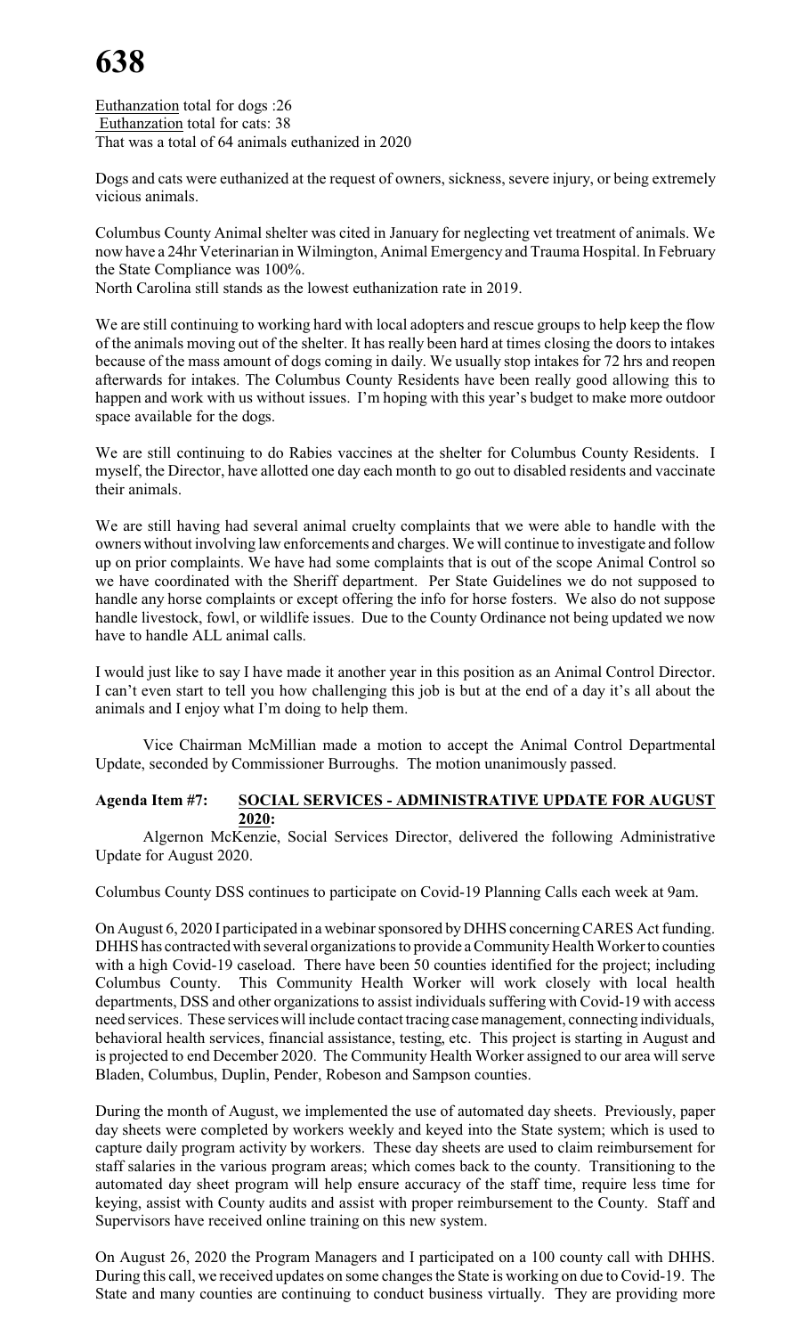Euthanzation total for dogs :26
Euthanzation total for cats: 38
That was a total of 64 animals euthanized in 2020

Dogs and cats were euthanized at the request of owners, sickness, severe injury, or being extremely vicious animals.

Columbus County Animal shelter was cited in January for neglecting vet treatment of animals. We now have a 24hr Veterinarian in Wilmington, Animal Emergency and Trauma Hospital. In February the State Compliance was 100%.
North Carolina still stands as the lowest euthanization rate in 2019.

We are still continuing to working hard with local adopters and rescue groups to help keep the flow of the animals moving out of the shelter. It has really been hard at times closing the doors to intakes because of the mass amount of dogs coming in daily. We usually stop intakes for 72 hrs and reopen afterwards for intakes. The Columbus County Residents have been really good allowing this to happen and work with us without issues. I'm hoping with this year's budget to make more outdoor space available for the dogs.

We are still continuing to do Rabies vaccines at the shelter for Columbus County Residents. I myself, the Director, have allotted one day each month to go out to disabled residents and vaccinate their animals.

We are still having had several animal cruelty complaints that we were able to handle with the owners without involving law enforcements and charges. We will continue to investigate and follow up on prior complaints. We have had some complaints that is out of the scope Animal Control so we have coordinated with the Sheriff department. Per State Guidelines we do not supposed to handle any horse complaints or except offering the info for horse fosters. We also do not suppose handle livestock, fowl, or wildlife issues. Due to the County Ordinance not being updated we now have to handle ALL animal calls.

I would just like to say I have made it another year in this position as an Animal Control Director. I can't even start to tell you how challenging this job is but at the end of a day it's all about the animals and I enjoy what I'm doing to help them.

Vice Chairman McMillian made a motion to accept the Animal Control Departmental Update, seconded by Commissioner Burroughs. The motion unanimously passed.

**Agenda Item #7: SOCIAL SERVICES - ADMINISTRATIVE UPDATE FOR AUGUST 2020:**

Algernon McKenzie, Social Services Director, delivered the following Administrative Update for August 2020.

Columbus County DSS continues to participate on Covid-19 Planning Calls each week at 9am.

On August 6, 2020 I participated in a webinar sponsored by DHHS concerning CARES Act funding. DHHS has contracted with several organizations to provide a Community Health Worker to counties with a high Covid-19 caseload. There have been 50 counties identified for the project; including Columbus County. This Community Health Worker will work closely with local health departments, DSS and other organizations to assist individuals suffering with Covid-19 with access need services. These services will include contact tracing case management, connecting individuals, behavioral health services, financial assistance, testing, etc. This project is starting in August and is projected to end December 2020. The Community Health Worker assigned to our area will serve Bladen, Columbus, Duplin, Pender, Robeson and Sampson counties.

During the month of August, we implemented the use of automated day sheets. Previously, paper day sheets were completed by workers weekly and keyed into the State system; which is used to capture daily program activity by workers. These day sheets are used to claim reimbursement for staff salaries in the various program areas; which comes back to the county. Transitioning to the automated day sheet program will help ensure accuracy of the staff time, require less time for keying, assist with County audits and assist with proper reimbursement to the County. Staff and Supervisors have received online training on this new system.

On August 26, 2020 the Program Managers and I participated on a 100 county call with DHHS. During this call, we received updates on some changes the State is working on due to Covid-19. The State and many counties are continuing to conduct business virtually. They are providing more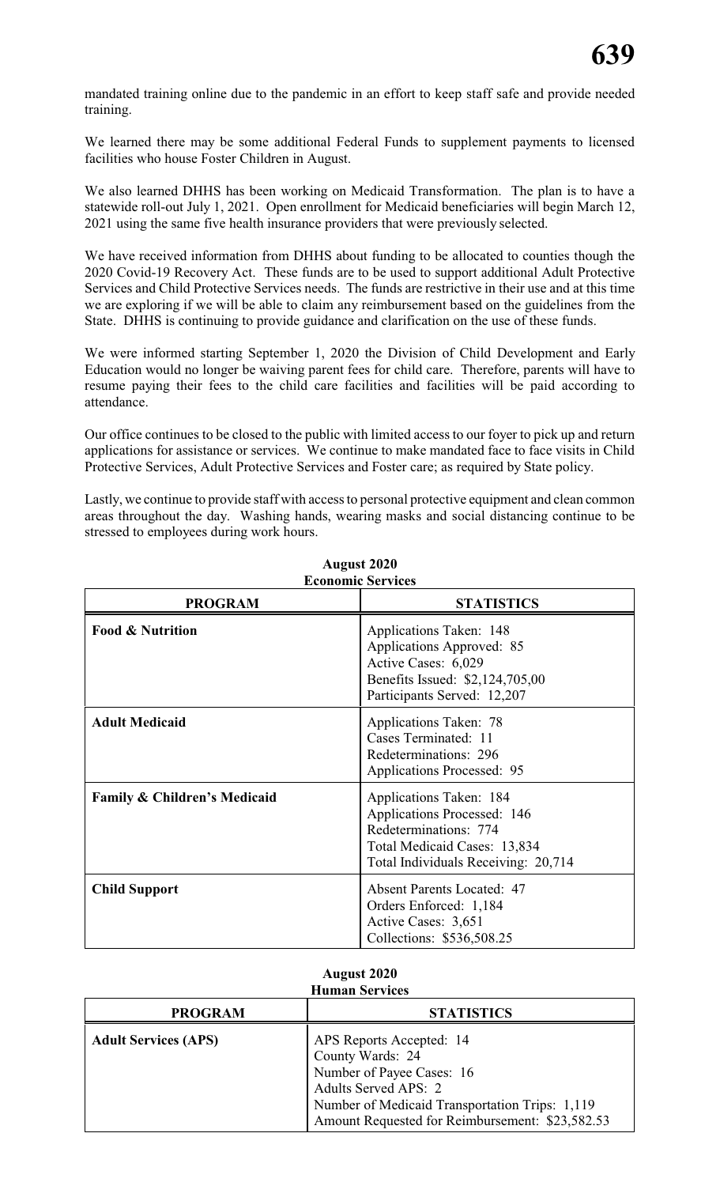mandated training online due to the pandemic in an effort to keep staff safe and provide needed training.

We learned there may be some additional Federal Funds to supplement payments to licensed facilities who house Foster Children in August.

We also learned DHHS has been working on Medicaid Transformation. The plan is to have a statewide roll-out July 1, 2021. Open enrollment for Medicaid beneficiaries will begin March 12, 2021 using the same five health insurance providers that were previously selected.

We have received information from DHHS about funding to be allocated to counties though the 2020 Covid-19 Recovery Act. These funds are to be used to support additional Adult Protective Services and Child Protective Services needs. The funds are restrictive in their use and at this time we are exploring if we will be able to claim any reimbursement based on the guidelines from the State. DHHS is continuing to provide guidance and clarification on the use of these funds.

We were informed starting September 1, 2020 the Division of Child Development and Early Education would no longer be waiving parent fees for child care. Therefore, parents will have to resume paying their fees to the child care facilities and facilities will be paid according to attendance.

Our office continues to be closed to the public with limited access to our foyer to pick up and return applications for assistance or services. We continue to make mandated face to face visits in Child Protective Services, Adult Protective Services and Foster care; as required by State policy.

Lastly, we continue to provide staff with access to personal protective equipment and clean common areas throughout the day. Washing hands, wearing masks and social distancing continue to be stressed to employees during work hours.

**August 2020**
**Economic Services**

| PROGRAM | STATISTICS |
|---|---|
| **Food & Nutrition** | Applications Taken: 148<br>Applications Approved: 85<br>Active Cases: 6,029<br>Benefits Issued: $2,124,705,00<br>Participants Served: 12,207 |
| **Adult Medicaid** | Applications Taken: 78<br>Cases Terminated: 11<br>Redeterminations: 296<br>Applications Processed: 95 |
| **Family & Children's Medicaid** | Applications Taken: 184<br>Applications Processed: 146<br>Redeterminations: 774<br>Total Medicaid Cases: 13,834<br>Total Individuals Receiving: 20,714 |
| **Child Support** | Absent Parents Located: 47<br>Orders Enforced: 1,184<br>Active Cases: 3,651<br>Collections: $536,508.25 |

**August 2020**
**Human Services**

| PROGRAM | STATISTICS |
|---|---|
| **Adult Services (APS)** | APS Reports Accepted: 14<br>County Wards: 24<br>Number of Payee Cases: 16<br>Adults Served APS: 2<br>Number of Medicaid Transportation Trips: 1,119<br>Amount Requested for Reimbursement: $23,582.53 |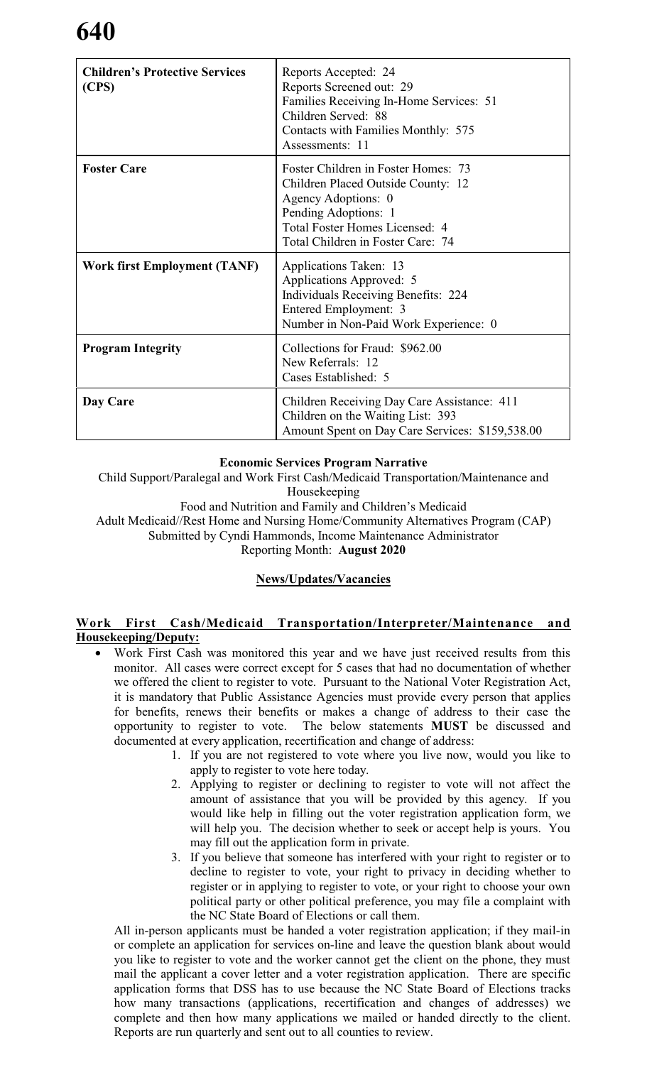| **Children's Protective Services (CPS)** | Reports Accepted: 24<br>Reports Screened out: 29<br>Families Receiving In-Home Services: 51<br>Children Served: 88<br>Contacts with Families Monthly: 575<br>Assessments: 11 |
|---|---|
| **Foster Care** | Foster Children in Foster Homes: 73<br>Children Placed Outside County: 12<br>Agency Adoptions: 0<br>Pending Adoptions: 1<br>Total Foster Homes Licensed: 4<br>Total Children in Foster Care: 74 |
| **Work first Employment (TANF)** | Applications Taken: 13<br>Applications Approved: 5<br>Individuals Receiving Benefits: 224<br>Entered Employment: 3<br>Number in Non-Paid Work Experience: 0 |
| **Program Integrity** | Collections for Fraud: $962.00<br>New Referrals: 12<br>Cases Established: 5 |
| **Day Care** | Children Receiving Day Care Assistance: 411<br>Children on the Waiting List: 393<br>Amount Spent on Day Care Services: $159,538.00 |

**Economic Services Program Narrative**

Child Support/Paralegal and Work First Cash/Medicaid Transportation/Maintenance and Housekeeping
Food and Nutrition and Family and Children's Medicaid
Adult Medicaid//Rest Home and Nursing Home/Community Alternatives Program (CAP)
Submitted by Cyndi Hammonds, Income Maintenance Administrator
Reporting Month: **August 2020**

**News/Updates/Vacancies**

**Work First Cash/Medicaid Transportation/Interpreter/Maintenance and Housekeeping/Deputy:**

- Work First Cash was monitored this year and we have just received results from this monitor. All cases were correct except for 5 cases that had no documentation of whether we offered the client to register to vote. Pursuant to the National Voter Registration Act, it is mandatory that Public Assistance Agencies must provide every person that applies for benefits, renews their benefits or makes a change of address to their case the opportunity to register to vote. The below statements **MUST** be discussed and documented at every application, recertification and change of address:
    1. If you are not registered to vote where you live now, would you like to apply to register to vote here today.
    2. Applying to register or declining to register to vote will not affect the amount of assistance that you will be provided by this agency. If you would like help in filling out the voter registration application form, we will help you. The decision whether to seek or accept help is yours. You may fill out the application form in private.
    3. If you believe that someone has interfered with your right to register or to decline to register to vote, your right to privacy in deciding whether to register or in applying to register to vote, or your right to choose your own political party or other political preference, you may file a complaint with the NC State Board of Elections or call them.

  All in-person applicants must be handed a voter registration application; if they mail-in or complete an application for services on-line and leave the question blank about would you like to register to vote and the worker cannot get the client on the phone, they must mail the applicant a cover letter and a voter registration application. There are specific application forms that DSS has to use because the NC State Board of Elections tracks how many transactions (applications, recertification and changes of addresses) we complete and then how many applications we mailed or handed directly to the client. Reports are run quarterly and sent out to all counties to review.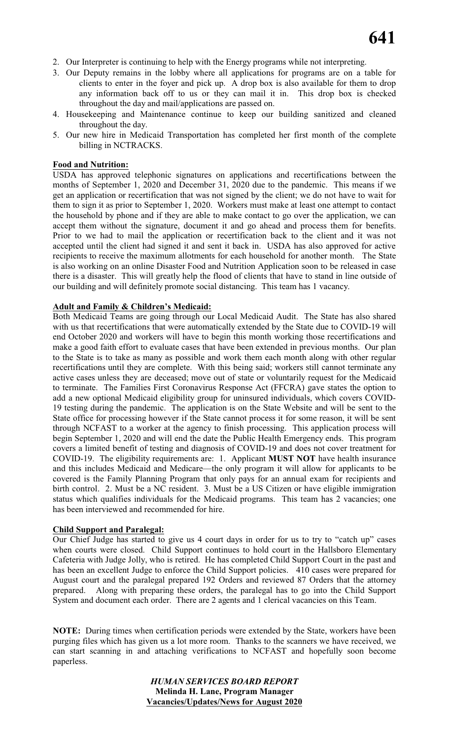2. Our Interpreter is continuing to help with the Energy programs while not interpreting.
3. Our Deputy remains in the lobby where all applications for programs are on a table for clients to enter in the foyer and pick up. A drop box is also available for them to drop any information back off to us or they can mail it in. This drop box is checked throughout the day and mail/applications are passed on.
4. Housekeeping and Maintenance continue to keep our building sanitized and cleaned throughout the day.
5. Our new hire in Medicaid Transportation has completed her first month of the complete billing in NCTRACKS.

**Food and Nutrition:**

USDA has approved telephonic signatures on applications and recertifications between the months of September 1, 2020 and December 31, 2020 due to the pandemic. This means if we get an application or recertification that was not signed by the client; we do not have to wait for them to sign it as prior to September 1, 2020. Workers must make at least one attempt to contact the household by phone and if they are able to make contact to go over the application, we can accept them without the signature, document it and go ahead and process them for benefits. Prior to we had to mail the application or recertification back to the client and it was not accepted until the client had signed it and sent it back in. USDA has also approved for active recipients to receive the maximum allotments for each household for another month. The State is also working on an online Disaster Food and Nutrition Application soon to be released in case there is a disaster. This will greatly help the flood of clients that have to stand in line outside of our building and will definitely promote social distancing. This team has 1 vacancy.

**Adult and Family & Children's Medicaid:**

Both Medicaid Teams are going through our Local Medicaid Audit. The State has also shared with us that recertifications that were automatically extended by the State due to COVID-19 will end October 2020 and workers will have to begin this month working those recertifications and make a good faith effort to evaluate cases that have been extended in previous months. Our plan to the State is to take as many as possible and work them each month along with other regular recertifications until they are complete. With this being said; workers still cannot terminate any active cases unless they are deceased; move out of state or voluntarily request for the Medicaid to terminate. The Families First Coronavirus Response Act (FFCRA) gave states the option to add a new optional Medicaid eligibility group for uninsured individuals, which covers COVID-19 testing during the pandemic. The application is on the State Website and will be sent to the State office for processing however if the State cannot process it for some reason, it will be sent through NCFAST to a worker at the agency to finish processing. This application process will begin September 1, 2020 and will end the date the Public Health Emergency ends. This program covers a limited benefit of testing and diagnosis of COVID-19 and does not cover treatment for COVID-19. The eligibility requirements are: 1. Applicant **MUST NOT** have health insurance and this includes Medicaid and Medicare—the only program it will allow for applicants to be covered is the Family Planning Program that only pays for an annual exam for recipients and birth control. 2. Must be a NC resident. 3. Must be a US Citizen or have eligible immigration status which qualifies individuals for the Medicaid programs. This team has 2 vacancies; one has been interviewed and recommended for hire.

**Child Support and Paralegal:**

Our Chief Judge has started to give us 4 court days in order for us to try to "catch up" cases when courts were closed. Child Support continues to hold court in the Hallsboro Elementary Cafeteria with Judge Jolly, who is retired. He has completed Child Support Court in the past and has been an excellent Judge to enforce the Child Support policies. 410 cases were prepared for August court and the paralegal prepared 192 Orders and reviewed 87 Orders that the attorney prepared. Along with preparing these orders, the paralegal has to go into the Child Support System and document each order. There are 2 agents and 1 clerical vacancies on this Team.

**NOTE:** During times when certification periods were extended by the State, workers have been purging files which has given us a lot more room. Thanks to the scanners we have received, we can start scanning in and attaching verifications to NCFAST and hopefully soon become paperless.

***HUMAN SERVICES BOARD REPORT***
**Melinda H. Lane, Program Manager**
**Vacancies/Updates/News for August 2020**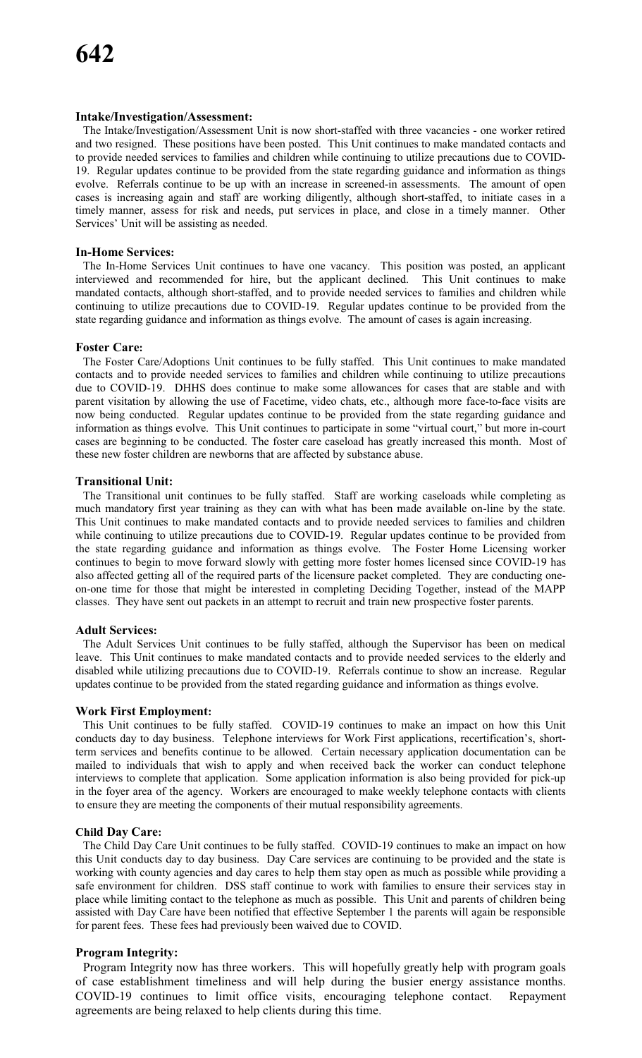**Intake/Investigation/Assessment:**

The Intake/Investigation/Assessment Unit is now short-staffed with three vacancies - one worker retired and two resigned. These positions have been posted. This Unit continues to make mandated contacts and to provide needed services to families and children while continuing to utilize precautions due to COVID-19. Regular updates continue to be provided from the state regarding guidance and information as things evolve. Referrals continue to be up with an increase in screened-in assessments. The amount of open cases is increasing again and staff are working diligently, although short-staffed, to initiate cases in a timely manner, assess for risk and needs, put services in place, and close in a timely manner. Other Services' Unit will be assisting as needed.

**In-Home Services:**

The In-Home Services Unit continues to have one vacancy. This position was posted, an applicant interviewed and recommended for hire, but the applicant declined. This Unit continues to make mandated contacts, although short-staffed, and to provide needed services to families and children while continuing to utilize precautions due to COVID-19. Regular updates continue to be provided from the state regarding guidance and information as things evolve. The amount of cases is again increasing.

**Foster Care:**

The Foster Care/Adoptions Unit continues to be fully staffed. This Unit continues to make mandated contacts and to provide needed services to families and children while continuing to utilize precautions due to COVID-19. DHHS does continue to make some allowances for cases that are stable and with parent visitation by allowing the use of Facetime, video chats, etc., although more face-to-face visits are now being conducted. Regular updates continue to be provided from the state regarding guidance and information as things evolve. This Unit continues to participate in some "virtual court," but more in-court cases are beginning to be conducted. The foster care caseload has greatly increased this month. Most of these new foster children are newborns that are affected by substance abuse.

**Transitional Unit:**

The Transitional unit continues to be fully staffed. Staff are working caseloads while completing as much mandatory first year training as they can with what has been made available on-line by the state. This Unit continues to make mandated contacts and to provide needed services to families and children while continuing to utilize precautions due to COVID-19. Regular updates continue to be provided from the state regarding guidance and information as things evolve. The Foster Home Licensing worker continues to begin to move forward slowly with getting more foster homes licensed since COVID-19 has also affected getting all of the required parts of the licensure packet completed. They are conducting one-on-one time for those that might be interested in completing Deciding Together, instead of the MAPP classes. They have sent out packets in an attempt to recruit and train new prospective foster parents.

**Adult Services:**

The Adult Services Unit continues to be fully staffed, although the Supervisor has been on medical leave. This Unit continues to make mandated contacts and to provide needed services to the elderly and disabled while utilizing precautions due to COVID-19. Referrals continue to show an increase. Regular updates continue to be provided from the stated regarding guidance and information as things evolve.

**Work First Employment:**

This Unit continues to be fully staffed. COVID-19 continues to make an impact on how this Unit conducts day to day business. Telephone interviews for Work First applications, recertification's, short-term services and benefits continue to be allowed. Certain necessary application documentation can be mailed to individuals that wish to apply and when received back the worker can conduct telephone interviews to complete that application. Some application information is also being provided for pick-up in the foyer area of the agency. Workers are encouraged to make weekly telephone contacts with clients to ensure they are meeting the components of their mutual responsibility agreements.

**Child Day Care:**

The Child Day Care Unit continues to be fully staffed. COVID-19 continues to make an impact on how this Unit conducts day to day business. Day Care services are continuing to be provided and the state is working with county agencies and day cares to help them stay open as much as possible while providing a safe environment for children. DSS staff continue to work with families to ensure their services stay in place while limiting contact to the telephone as much as possible. This Unit and parents of children being assisted with Day Care have been notified that effective September 1 the parents will again be responsible for parent fees. These fees had previously been waived due to COVID.

**Program Integrity:**

Program Integrity now has three workers. This will hopefully greatly help with program goals of case establishment timeliness and will help during the busier energy assistance months. COVID-19 continues to limit office visits, encouraging telephone contact. Repayment agreements are being relaxed to help clients during this time.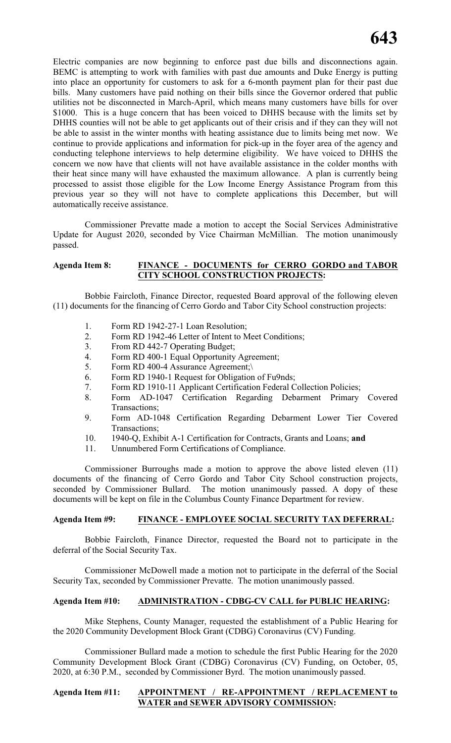Electric companies are now beginning to enforce past due bills and disconnections again. BEMC is attempting to work with families with past due amounts and Duke Energy is putting into place an opportunity for customers to ask for a 6-month payment plan for their past due bills. Many customers have paid nothing on their bills since the Governor ordered that public utilities not be disconnected in March-April, which means many customers have bills for over $1000. This is a huge concern that has been voiced to DHHS because with the limits set by DHHS counties will not be able to get applicants out of their crisis and if they can they will not be able to assist in the winter months with heating assistance due to limits being met now. We continue to provide applications and information for pick-up in the foyer area of the agency and conducting telephone interviews to help determine eligibility. We have voiced to DHHS the concern we now have that clients will not have available assistance in the colder months with their heat since many will have exhausted the maximum allowance. A plan is currently being processed to assist those eligible for the Low Income Energy Assistance Program from this previous year so they will not have to complete applications this December, but will automatically receive assistance.

Commissioner Prevatte made a motion to accept the Social Services Administrative Update for August 2020, seconded by Vice Chairman McMillian. The motion unanimously passed.

**Agenda Item 8: FINANCE - DOCUMENTS for CERRO GORDO and TABOR CITY SCHOOL CONSTRUCTION PROJECTS:**

Bobbie Faircloth, Finance Director, requested Board approval of the following eleven (11) documents for the financing of Cerro Gordo and Tabor City School construction projects:

1. Form RD 1942-27-1 Loan Resolution;
2. Form RD 1942-46 Letter of Intent to Meet Conditions;
3. From RD 442-7 Operating Budget;
4. Form RD 400-1 Equal Opportunity Agreement;
5. Form RD 400-4 Assurance Agreement;\
6. Form RD 1940-1 Request for Obligation of Fu9nds;
7. Form RD 1910-11 Applicant Certification Federal Collection Policies;
8. Form AD-1047 Certification Regarding Debarment Primary Covered Transactions;
9. Form AD-1048 Certification Regarding Debarment Lower Tier Covered Transactions;
10. 1940-Q, Exhibit A-1 Certification for Contracts, Grants and Loans; **and**
11. Unnumbered Form Certifications of Compliance.

Commissioner Burroughs made a motion to approve the above listed eleven (11) documents of the financing of Cerro Gordo and Tabor City School construction projects, seconded by Commissioner Bullard. The motion unanimously passed. A dopy of these documents will be kept on file in the Columbus County Finance Department for review.

**Agenda Item #9: FINANCE - EMPLOYEE SOCIAL SECURITY TAX DEFERRAL:**

Bobbie Faircloth, Finance Director, requested the Board not to participate in the deferral of the Social Security Tax.

Commissioner McDowell made a motion not to participate in the deferral of the Social Security Tax, seconded by Commissioner Prevatte. The motion unanimously passed.

**Agenda Item #10: ADMINISTRATION - CDBG-CV CALL for PUBLIC HEARING:**

Mike Stephens, County Manager, requested the establishment of a Public Hearing for the 2020 Community Development Block Grant (CDBG) Coronavirus (CV) Funding.

Commissioner Bullard made a motion to schedule the first Public Hearing for the 2020 Community Development Block Grant (CDBG) Coronavirus (CV) Funding, on October, 05, 2020, at 6:30 P.M., seconded by Commissioner Byrd. The motion unanimously passed.

**Agenda Item #11: APPOINTMENT / RE-APPOINTMENT / REPLACEMENT to WATER and SEWER ADVISORY COMMISSION:**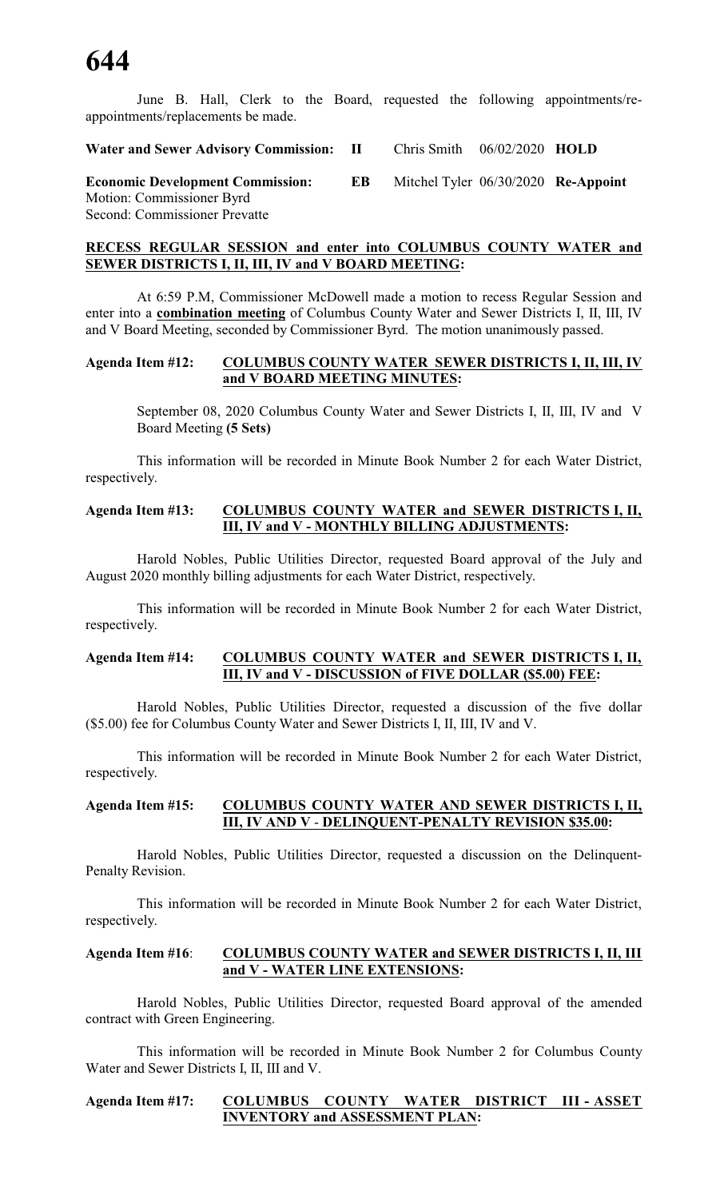June B. Hall, Clerk to the Board, requested the following appointments/re-appointments/replacements be made.

| | | | | |
|---|---|---|---|---|
| **Water and Sewer Advisory Commission:** | **II** | Chris Smith | 06/02/2020 | **HOLD** |
| **Economic Development Commission:** | **EB** | Mitchel Tyler | 06/30/2020 | **Re-Appoint** |

Motion: Commissioner Byrd
Second: Commissioner Prevatte

**RECESS REGULAR SESSION and enter into COLUMBUS COUNTY WATER and SEWER DISTRICTS I, II, III, IV and V BOARD MEETING:**

At 6:59 P.M, Commissioner McDowell made a motion to recess Regular Session and enter into a **combination meeting** of Columbus County Water and Sewer Districts I, II, III, IV and V Board Meeting, seconded by Commissioner Byrd. The motion unanimously passed.

**Agenda Item #12: COLUMBUS COUNTY WATER SEWER DISTRICTS I, II, III, IV and V BOARD MEETING MINUTES:**

September 08, 2020 Columbus County Water and Sewer Districts I, II, III, IV and V Board Meeting **(5 Sets)**

This information will be recorded in Minute Book Number 2 for each Water District, respectively.

**Agenda Item #13: COLUMBUS COUNTY WATER and SEWER DISTRICTS I, II, III, IV and V - MONTHLY BILLING ADJUSTMENTS:**

Harold Nobles, Public Utilities Director, requested Board approval of the July and August 2020 monthly billing adjustments for each Water District, respectively.

This information will be recorded in Minute Book Number 2 for each Water District, respectively.

**Agenda Item #14: COLUMBUS COUNTY WATER and SEWER DISTRICTS I, II, III, IV and V - DISCUSSION of FIVE DOLLAR ($5.00) FEE:**

Harold Nobles, Public Utilities Director, requested a discussion of the five dollar ($5.00) fee for Columbus County Water and Sewer Districts I, II, III, IV and V.

This information will be recorded in Minute Book Number 2 for each Water District, respectively.

**Agenda Item #15: COLUMBUS COUNTY WATER AND SEWER DISTRICTS I, II, III, IV AND V - DELINQUENT-PENALTY REVISION $35.00:**

Harold Nobles, Public Utilities Director, requested a discussion on the Delinquent-Penalty Revision.

This information will be recorded in Minute Book Number 2 for each Water District, respectively.

**Agenda Item #16: COLUMBUS COUNTY WATER and SEWER DISTRICTS I, II, III and V - WATER LINE EXTENSIONS:**

Harold Nobles, Public Utilities Director, requested Board approval of the amended contract with Green Engineering.

This information will be recorded in Minute Book Number 2 for Columbus County Water and Sewer Districts I, II, III and V.

**Agenda Item #17: COLUMBUS COUNTY WATER DISTRICT III - ASSET INVENTORY and ASSESSMENT PLAN:**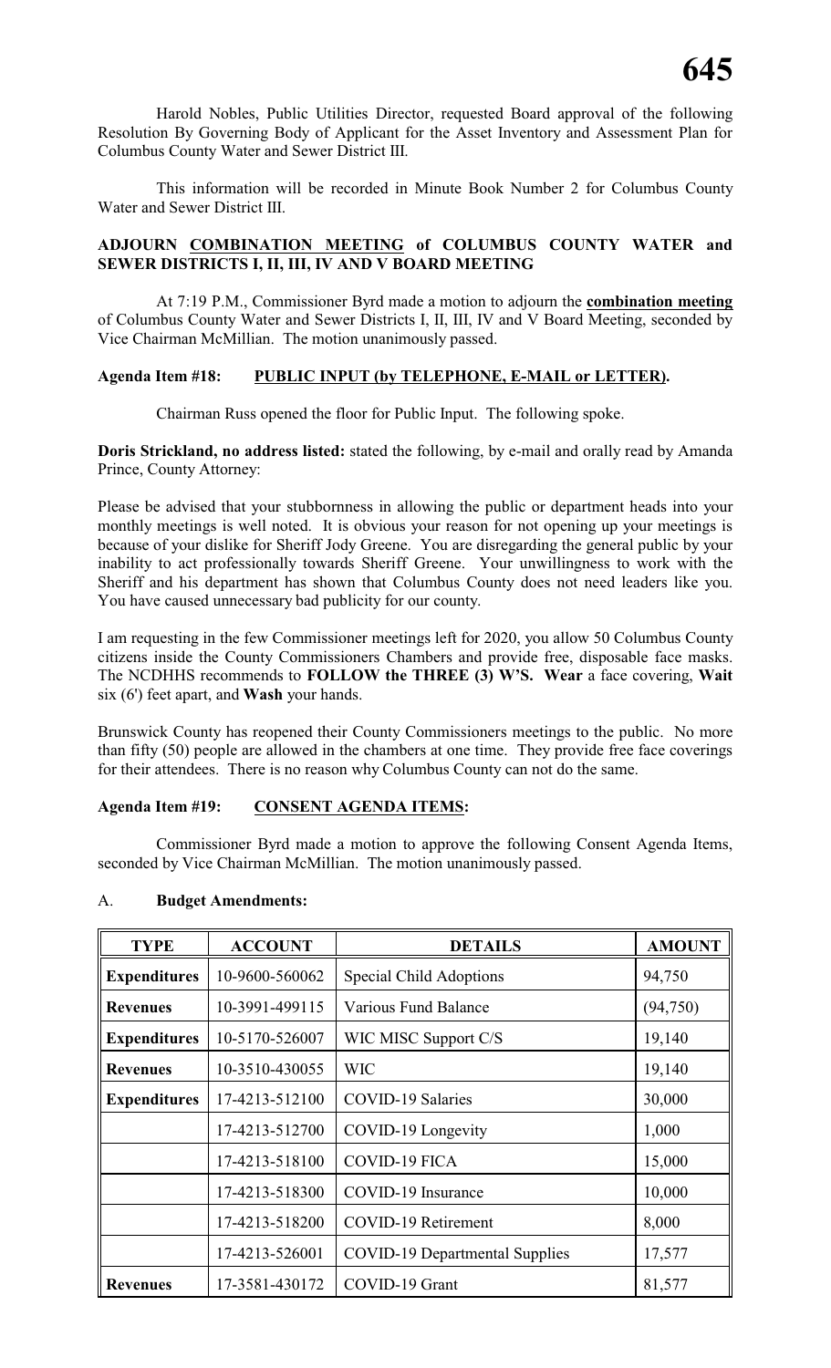Harold Nobles, Public Utilities Director, requested Board approval of the following Resolution By Governing Body of Applicant for the Asset Inventory and Assessment Plan for Columbus County Water and Sewer District III.

This information will be recorded in Minute Book Number 2 for Columbus County Water and Sewer District III.

**ADJOURN COMBINATION MEETING of COLUMBUS COUNTY WATER and SEWER DISTRICTS I, II, III, IV AND V BOARD MEETING**

At 7:19 P.M., Commissioner Byrd made a motion to adjourn the **combination meeting** of Columbus County Water and Sewer Districts I, II, III, IV and V Board Meeting, seconded by Vice Chairman McMillian. The motion unanimously passed.

**Agenda Item #18: PUBLIC INPUT (by TELEPHONE, E-MAIL or LETTER).**

Chairman Russ opened the floor for Public Input. The following spoke.

**Doris Strickland, no address listed:** stated the following, by e-mail and orally read by Amanda Prince, County Attorney:

Please be advised that your stubbornness in allowing the public or department heads into your monthly meetings is well noted. It is obvious your reason for not opening up your meetings is because of your dislike for Sheriff Jody Greene. You are disregarding the general public by your inability to act professionally towards Sheriff Greene. Your unwillingness to work with the Sheriff and his department has shown that Columbus County does not need leaders like you. You have caused unnecessary bad publicity for our county.

I am requesting in the few Commissioner meetings left for 2020, you allow 50 Columbus County citizens inside the County Commissioners Chambers and provide free, disposable face masks. The NCDHHS recommends to **FOLLOW the THREE (3) W'S. Wear** a face covering, **Wait** six (6') feet apart, and **Wash** your hands.

Brunswick County has reopened their County Commissioners meetings to the public. No more than fifty (50) people are allowed in the chambers at one time. They provide free face coverings for their attendees. There is no reason why Columbus County can not do the same.

**Agenda Item #19: CONSENT AGENDA ITEMS:**

Commissioner Byrd made a motion to approve the following Consent Agenda Items, seconded by Vice Chairman McMillian. The motion unanimously passed.

A. **Budget Amendments:**

| TYPE | ACCOUNT | DETAILS | AMOUNT |
|---|---|---|---|
| **Expenditures** | 10-9600-560062 | Special Child Adoptions | 94,750 |
| **Revenues** | 10-3991-499115 | Various Fund Balance | (94,750) |
| **Expenditures** | 10-5170-526007 | WIC MISC Support C/S | 19,140 |
| **Revenues** | 10-3510-430055 | WIC | 19,140 |
| **Expenditures** | 17-4213-512100 | COVID-19 Salaries | 30,000 |
| | 17-4213-512700 | COVID-19 Longevity | 1,000 |
| | 17-4213-518100 | COVID-19 FICA | 15,000 |
| | 17-4213-518300 | COVID-19 Insurance | 10,000 |
| | 17-4213-518200 | COVID-19 Retirement | 8,000 |
| | 17-4213-526001 | COVID-19 Departmental Supplies | 17,577 |
| **Revenues** | 17-3581-430172 | COVID-19 Grant | 81,577 |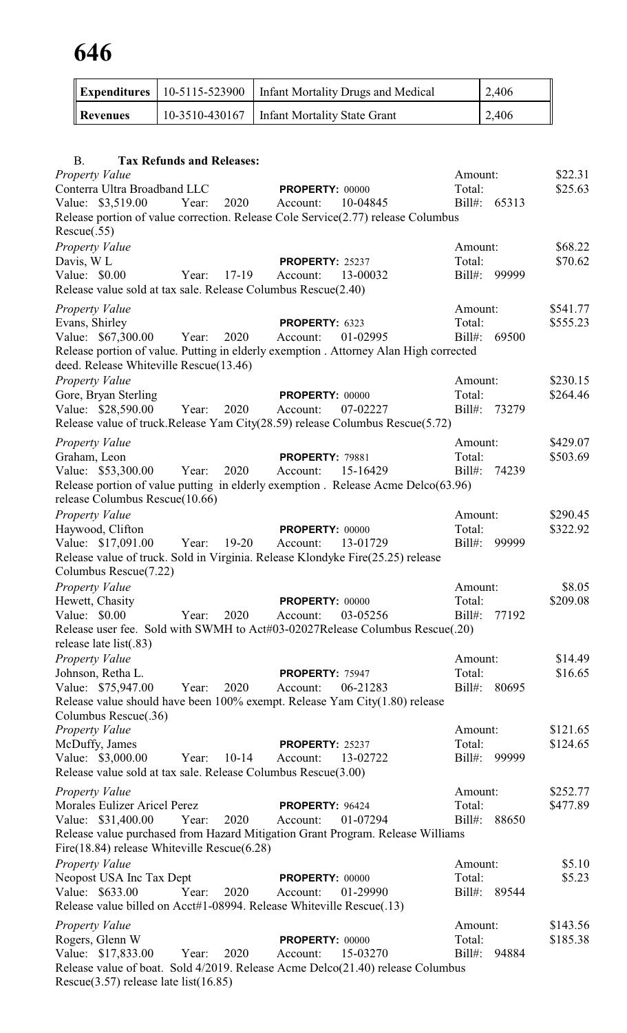| Expenditures | 10-5115-523900 | Infant Mortality Drugs and Medical | 2,406 |
|---|---|---|---|
| Revenues | 10-3510-430167 | Infant Mortality State Grant | 2,406 |

B. **Tax Refunds and Releases:**

*Property Value* Amount: $22.31
Conterra Ultra Broadband LLC PROPERTY: 00000 Total: $25.63
Value: $3,519.00 Year: 2020 Account: 10-04845 Bill#: 65313
Release portion of value correction. Release Cole Service(2.77) release Columbus Rescue(.55)

*Property Value* Amount: $68.22
Davis, W L PROPERTY: 25237 Total: $70.62
Value: $0.00 Year: 17-19 Account: 13-00032 Bill#: 99999
Release value sold at tax sale. Release Columbus Rescue(2.40)

*Property Value* Amount: $541.77
Evans, Shirley PROPERTY: 6323 Total: $555.23
Value: $67,300.00 Year: 2020 Account: 01-02995 Bill#: 69500
Release portion of value. Putting in elderly exemption . Attorney Alan High corrected deed. Release Whiteville Rescue(13.46)

*Property Value* Amount: $230.15
Gore, Bryan Sterling PROPERTY: 00000 Total: $264.46
Value: $28,590.00 Year: 2020 Account: 07-02227 Bill#: 73279
Release value of truck.Release Yam City(28.59) release Columbus Rescue(5.72)

*Property Value* Amount: $429.07
Graham, Leon PROPERTY: 79881 Total: $503.69
Value: $53,300.00 Year: 2020 Account: 15-16429 Bill#: 74239
Release portion of value putting in elderly exemption . Release Acme Delco(63.96) release Columbus Rescue(10.66)

*Property Value* Amount: $290.45
Haywood, Clifton PROPERTY: 00000 Total: $322.92
Value: $17,091.00 Year: 19-20 Account: 13-01729 Bill#: 99999
Release value of truck. Sold in Virginia. Release Klondyke Fire(25.25) release Columbus Rescue(7.22)

*Property Value* Amount: $8.05
Hewett, Chasity PROPERTY: 00000 Total: $209.08
Value: $0.00 Year: 2020 Account: 03-05256 Bill#: 77192
Release user fee. Sold with SWMH to Act#03-02027Release Columbus Rescue(.20) release late list(.83)

*Property Value* Amount: $14.49
Johnson, Retha L. PROPERTY: 75947 Total: $16.65
Value: $75,947.00 Year: 2020 Account: 06-21283 Bill#: 80695
Release value should have been 100% exempt. Release Yam City(1.80) release Columbus Rescue(.36)

*Property Value* Amount: $121.65
McDuffy, James PROPERTY: 25237 Total: $124.65
Value: $3,000.00 Year: 10-14 Account: 13-02722 Bill#: 99999
Release value sold at tax sale. Release Columbus Rescue(3.00)

*Property Value* Amount: $252.77
Morales Eulizer Aricel Perez PROPERTY: 96424 Total: $477.89
Value: $31,400.00 Year: 2020 Account: 01-07294 Bill#: 88650
Release value purchased from Hazard Mitigation Grant Program. Release Williams Fire(18.84) release Whiteville Rescue(6.28)

*Property Value* Amount: $5.10
Neopost USA Inc Tax Dept PROPERTY: 00000 Total: $5.23
Value: $633.00 Year: 2020 Account: 01-29990 Bill#: 89544
Release value billed on Acct#1-08994. Release Whiteville Rescue(.13)

*Property Value* Amount: $143.56
Rogers, Glenn W PROPERTY: 00000 Total: $185.38
Value: $17,833.00 Year: 2020 Account: 15-03270 Bill#: 94884
Release value of boat. Sold 4/2019. Release Acme Delco(21.40) release Columbus Rescue(3.57) release late list(16.85)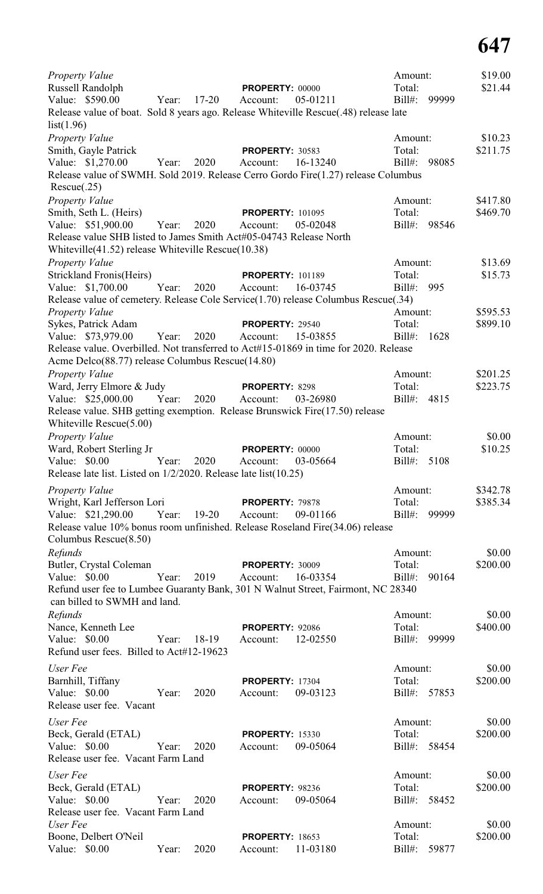*Property Value*
Russell Randolph | **PROPERTY:** 00000 | Amount: $19.00
Value: $590.00 Year: 17-20 Account: 05-01211 | Total: $21.44 | Bill#: 99999
Release value of boat. Sold 8 years ago. Release Whiteville Rescue(.48) release late list(1.96)

*Property Value*
Smith, Gayle Patrick | **PROPERTY:** 30583 | Amount: $10.23
Value: $1,270.00 Year: 2020 Account: 16-13240 | Total: $211.75 | Bill#: 98085
Release value of SWMH. Sold 2019. Release Cerro Gordo Fire(1.27) release Columbus Rescue(.25)

*Property Value*
Smith, Seth L. (Heirs) | **PROPERTY:** 101095 | Amount: $417.80
Value: $51,900.00 Year: 2020 Account: 05-02048 | Total: $469.70 | Bill#: 98546
Release value SHB listed to James Smith Act#05-04743 Release North Whiteville(41.52) release Whiteville Rescue(10.38)

*Property Value*
Strickland Fronis(Heirs) | **PROPERTY:** 101189 | Amount: $13.69
Value: $1,700.00 Year: 2020 Account: 16-03745 | Total: $15.73 | Bill#: 995
Release value of cemetery. Release Cole Service(1.70) release Columbus Rescue(.34)

*Property Value*
Sykes, Patrick Adam | **PROPERTY:** 29540 | Amount: $595.53
Value: $73,979.00 Year: 2020 Account: 15-03855 | Total: $899.10 | Bill#: 1628
Release value. Overbilled. Not transferred to Act#15-01869 in time for 2020. Release Acme Delco(88.77) release Columbus Rescue(14.80)

*Property Value*
Ward, Jerry Elmore & Judy | **PROPERTY:** 8298 | Amount: $201.25
Value: $25,000.00 Year: 2020 Account: 03-26980 | Total: $223.75 | Bill#: 4815
Release value. SHB getting exemption. Release Brunswick Fire(17.50) release Whiteville Rescue(5.00)

*Property Value*
Ward, Robert Sterling Jr | **PROPERTY:** 00000 | Amount: $0.00
Value: $0.00 Year: 2020 Account: 03-05664 | Total: $10.25 | Bill#: 5108
Release late list. Listed on 1/2/2020. Release late list(10.25)

*Property Value*
Wright, Karl Jefferson Lori | **PROPERTY:** 79878 | Amount: $342.78
Value: $21,290.00 Year: 19-20 Account: 09-01166 | Total: $385.34 | Bill#: 99999
Release value 10% bonus room unfinished. Release Roseland Fire(34.06) release Columbus Rescue(8.50)

*Refunds*
Butler, Crystal Coleman | **PROPERTY:** 30009 | Amount: $0.00
Value: $0.00 Year: 2019 Account: 16-03354 | Total: $200.00 | Bill#: 90164
Refund user fee to Lumbee Guaranty Bank, 301 N Walnut Street, Fairmont, NC 28340 can billed to SWMH and land.

*Refunds*
Nance, Kenneth Lee | **PROPERTY:** 92086 | Amount: $0.00
Value: $0.00 Year: 18-19 Account: 12-02550 | Total: $400.00 | Bill#: 99999
Refund user fees. Billed to Act#12-19623

*User Fee*
Barnhill, Tiffany | **PROPERTY:** 17304 | Amount: $0.00
Value: $0.00 Year: 2020 Account: 09-03123 | Total: $200.00 | Bill#: 57853
Release user fee. Vacant

*User Fee*
Beck, Gerald (ETAL) | **PROPERTY:** 15330 | Amount: $0.00
Value: $0.00 Year: 2020 Account: 09-05064 | Total: $200.00 | Bill#: 58454
Release user fee. Vacant Farm Land

*User Fee*
Beck, Gerald (ETAL) | **PROPERTY:** 98236 | Amount: $0.00
Value: $0.00 Year: 2020 Account: 09-05064 | Total: $200.00 | Bill#: 58452
Release user fee. Vacant Farm Land

*User Fee*
Boone, Delbert O'Neil | **PROPERTY:** 18653 | Amount: $0.00
Value: $0.00 Year: 2020 Account: 11-03180 | Total: $200.00 | Bill#: 59877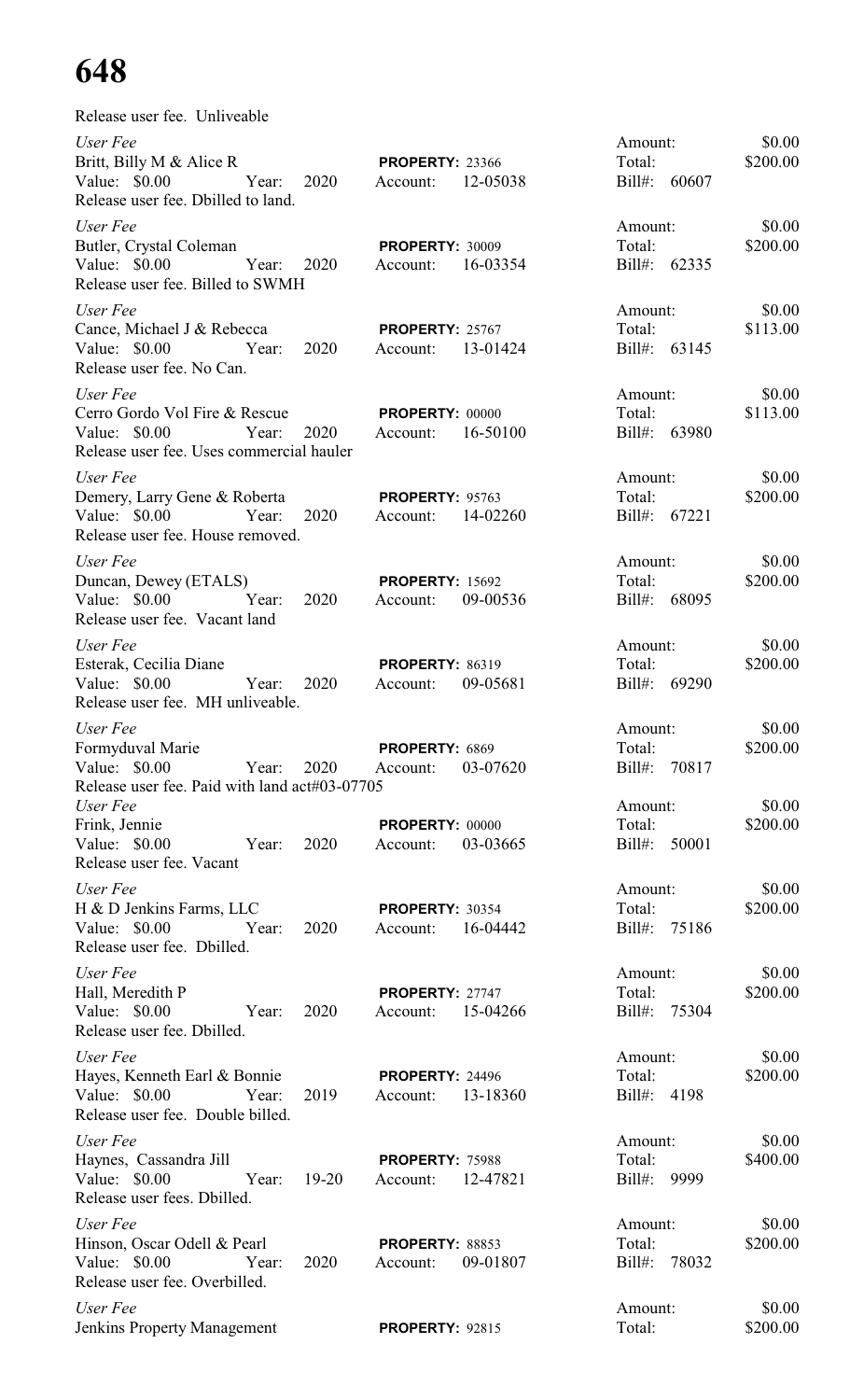Release user fee. Unliveable

*User Fee*
Britt, Billy M & Alice R — **PROPERTY:** 23366 — Amount: $0.00
Value: $0.00 Year: 2020 Account: 12-05038 — Total: $200.00
Bill#: 60607
Release user fee. Dbilled to land.

*User Fee*
Butler, Crystal Coleman — **PROPERTY:** 30009 — Amount: $0.00
Value: $0.00 Year: 2020 Account: 16-03354 — Total: $200.00
Bill#: 62335
Release user fee. Billed to SWMH

*User Fee*
Cance, Michael J & Rebecca — **PROPERTY:** 25767 — Amount: $0.00
Value: $0.00 Year: 2020 Account: 13-01424 — Total: $113.00
Bill#: 63145
Release user fee. No Can.

*User Fee*
Cerro Gordo Vol Fire & Rescue — **PROPERTY:** 00000 — Amount: $0.00
Value: $0.00 Year: 2020 Account: 16-50100 — Total: $113.00
Bill#: 63980
Release user fee. Uses commercial hauler

*User Fee*
Demery, Larry Gene & Roberta — **PROPERTY:** 95763 — Amount: $0.00
Value: $0.00 Year: 2020 Account: 14-02260 — Total: $200.00
Bill#: 67221
Release user fee. House removed.

*User Fee*
Duncan, Dewey (ETALS) — **PROPERTY:** 15692 — Amount: $0.00
Value: $0.00 Year: 2020 Account: 09-00536 — Total: $200.00
Bill#: 68095
Release user fee. Vacant land

*User Fee*
Esterak, Cecilia Diane — **PROPERTY:** 86319 — Amount: $0.00
Value: $0.00 Year: 2020 Account: 09-05681 — Total: $200.00
Bill#: 69290
Release user fee. MH unliveable.

*User Fee*
Formyduval Marie — **PROPERTY:** 6869 — Amount: $0.00
Value: $0.00 Year: 2020 Account: 03-07620 — Total: $200.00
Bill#: 70817
Release user fee. Paid with land act#03-07705

*User Fee*
Frink, Jennie — **PROPERTY:** 00000 — Amount: $0.00
Value: $0.00 Year: 2020 Account: 03-03665 — Total: $200.00
Bill#: 50001
Release user fee. Vacant

*User Fee*
H & D Jenkins Farms, LLC — **PROPERTY:** 30354 — Amount: $0.00
Value: $0.00 Year: 2020 Account: 16-04442 — Total: $200.00
Bill#: 75186
Release user fee. Dbilled.

*User Fee*
Hall, Meredith P — **PROPERTY:** 27747 — Amount: $0.00
Value: $0.00 Year: 2020 Account: 15-04266 — Total: $200.00
Bill#: 75304
Release user fee. Dbilled.

*User Fee*
Hayes, Kenneth Earl & Bonnie — **PROPERTY:** 24496 — Amount: $0.00
Value: $0.00 Year: 2019 Account: 13-18360 — Total: $200.00
Bill#: 4198
Release user fee. Double billed.

*User Fee*
Haynes, Cassandra Jill — **PROPERTY:** 75988 — Amount: $0.00
Value: $0.00 Year: 19-20 Account: 12-47821 — Total: $400.00
Bill#: 9999
Release user fees. Dbilled.

*User Fee*
Hinson, Oscar Odell & Pearl — **PROPERTY:** 88853 — Amount: $0.00
Value: $0.00 Year: 2020 Account: 09-01807 — Total: $200.00
Bill#: 78032
Release user fee. Overbilled.

*User Fee*
Jenkins Property Management — **PROPERTY:** 92815 — Amount: $0.00
Total: $200.00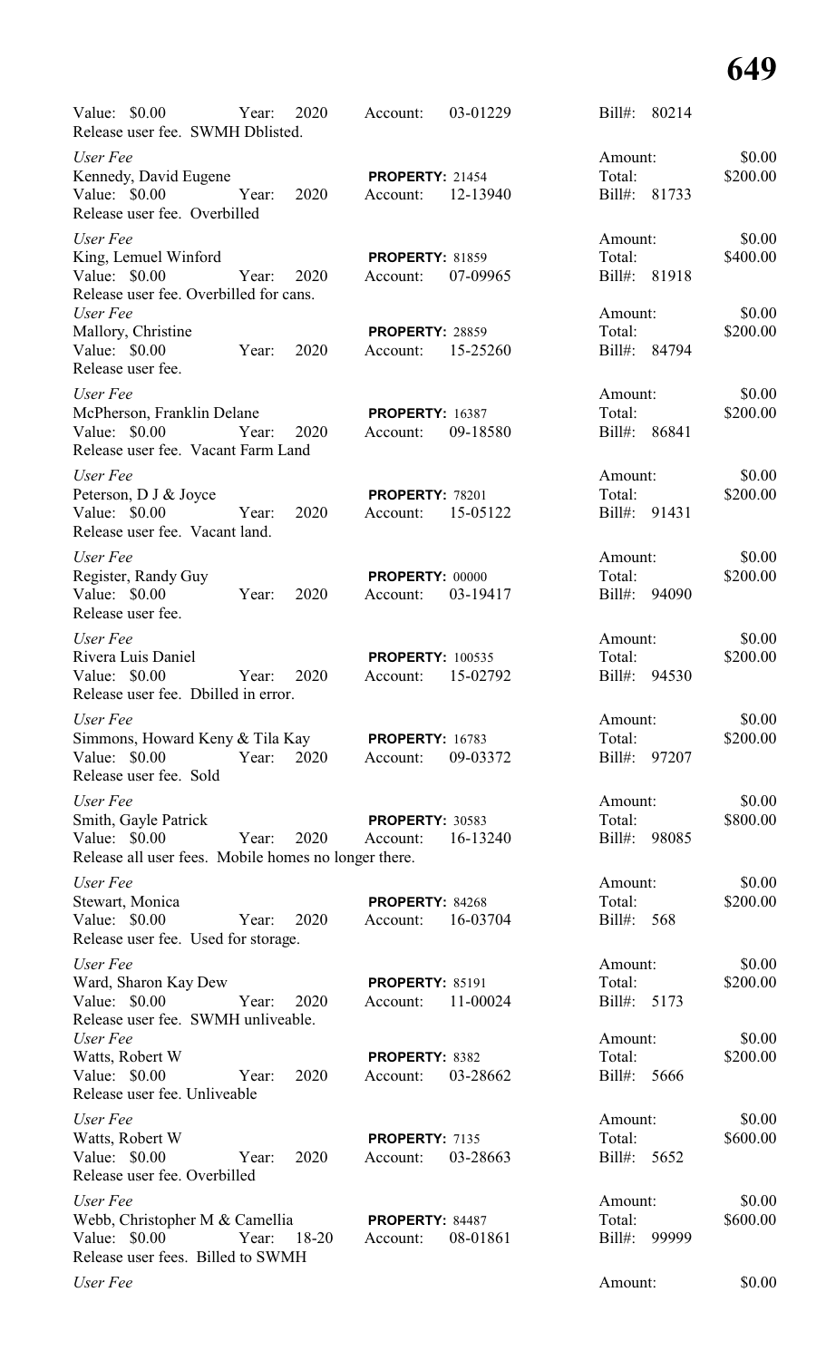Value: $0.00 Year: 2020 Account: 03-01229 Bill#: 80214
Release user fee. SWMH Dblisted.

*User Fee* Amount: $0.00
Kennedy, David Eugene **PROPERTY:** 21454 Total: $200.00
Value: $0.00 Year: 2020 Account: 12-13940 Bill#: 81733
Release user fee. Overbilled

*User Fee* Amount: $0.00
King, Lemuel Winford **PROPERTY:** 81859 Total: $400.00
Value: $0.00 Year: 2020 Account: 07-09965 Bill#: 81918
Release user fee. Overbilled for cans.

*User Fee* Amount: $0.00
Mallory, Christine **PROPERTY:** 28859 Total: $200.00
Value: $0.00 Year: 2020 Account: 15-25260 Bill#: 84794
Release user fee.

*User Fee* Amount: $0.00
McPherson, Franklin Delane **PROPERTY:** 16387 Total: $200.00
Value: $0.00 Year: 2020 Account: 09-18580 Bill#: 86841
Release user fee. Vacant Farm Land

*User Fee* Amount: $0.00
Peterson, D J & Joyce **PROPERTY:** 78201 Total: $200.00
Value: $0.00 Year: 2020 Account: 15-05122 Bill#: 91431
Release user fee. Vacant land.

*User Fee* Amount: $0.00
Register, Randy Guy **PROPERTY:** 00000 Total: $200.00
Value: $0.00 Year: 2020 Account: 03-19417 Bill#: 94090
Release user fee.

*User Fee* Amount: $0.00
Rivera Luis Daniel **PROPERTY:** 100535 Total: $200.00
Value: $0.00 Year: 2020 Account: 15-02792 Bill#: 94530
Release user fee. Dbilled in error.

*User Fee* Amount: $0.00
Simmons, Howard Keny & Tila Kay **PROPERTY:** 16783 Total: $200.00
Value: $0.00 Year: 2020 Account: 09-03372 Bill#: 97207
Release user fee. Sold

*User Fee* Amount: $0.00
Smith, Gayle Patrick **PROPERTY:** 30583 Total: $800.00
Value: $0.00 Year: 2020 Account: 16-13240 Bill#: 98085
Release all user fees. Mobile homes no longer there.

*User Fee* Amount: $0.00
Stewart, Monica **PROPERTY:** 84268 Total: $200.00
Value: $0.00 Year: 2020 Account: 16-03704 Bill#: 568
Release user fee. Used for storage.

*User Fee* Amount: $0.00
Ward, Sharon Kay Dew **PROPERTY:** 85191 Total: $200.00
Value: $0.00 Year: 2020 Account: 11-00024 Bill#: 5173
Release user fee. SWMH unliveable.

*User Fee* Amount: $0.00
Watts, Robert W **PROPERTY:** 8382 Total: $200.00
Value: $0.00 Year: 2020 Account: 03-28662 Bill#: 5666
Release user fee. Unliveable

*User Fee* Amount: $0.00
Watts, Robert W **PROPERTY:** 7135 Total: $600.00
Value: $0.00 Year: 2020 Account: 03-28663 Bill#: 5652
Release user fee. Overbilled

*User Fee* Amount: $0.00
Webb, Christopher M & Camellia **PROPERTY:** 84487 Total: $600.00
Value: $0.00 Year: 18-20 Account: 08-01861 Bill#: 99999
Release user fees. Billed to SWMH

*User Fee* Amount: $0.00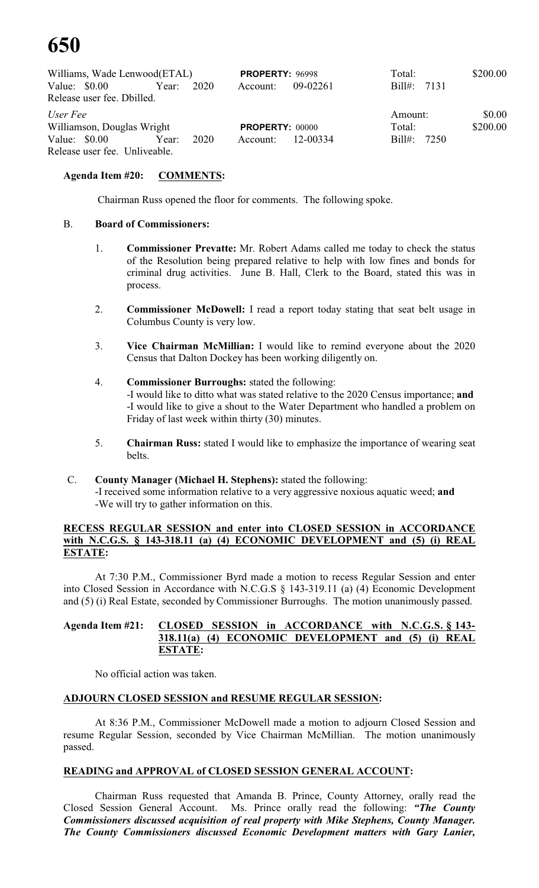| Williams, Wade Lenwood(ETAL) | | **PROPERTY:** 96998 | | Total: | \$200.00 |
|---|---|---|---|---|---|
| Value: \$0.00 | Year: 2020 | Account: | 09-02261 | Bill#: 7131 | |
| Release user fee. Dbilled. | | | | | |
| *User Fee* | | | | Amount: | \$0.00 |
| Williamson, Douglas Wright | | **PROPERTY:** 00000 | | Total: | \$200.00 |
| Value: \$0.00 | Year: 2020 | Account: | 12-00334 | Bill#: 7250 | |
| Release user fee. Unliveable. | | | | | |

**Agenda Item #20: COMMENTS:**

Chairman Russ opened the floor for comments. The following spoke.

B. **Board of Commissioners:**

1. **Commissioner Prevatte:** Mr. Robert Adams called me today to check the status of the Resolution being prepared relative to help with low fines and bonds for criminal drug activities. June B. Hall, Clerk to the Board, stated this was in process.

2. **Commissioner McDowell:** I read a report today stating that seat belt usage in Columbus County is very low.

3. **Vice Chairman McMillian:** I would like to remind everyone about the 2020 Census that Dalton Dockey has been working diligently on.

4. **Commissioner Burroughs:** stated the following:
-I would like to ditto what was stated relative to the 2020 Census importance; **and**
-I would like to give a shout to the Water Department who handled a problem on Friday of last week within thirty (30) minutes.

5. **Chairman Russ:** stated I would like to emphasize the importance of wearing seat belts.

C. **County Manager (Michael H. Stephens):** stated the following:
-I received some information relative to a very aggressive noxious aquatic weed; **and**
-We will try to gather information on this.

**RECESS REGULAR SESSION and enter into CLOSED SESSION in ACCORDANCE with N.C.G.S. § 143-318.11 (a) (4) ECONOMIC DEVELOPMENT and (5) (i) REAL ESTATE:**

At 7:30 P.M., Commissioner Byrd made a motion to recess Regular Session and enter into Closed Session in Accordance with N.C.G.S § 143-319.11 (a) (4) Economic Development and (5) (i) Real Estate, seconded by Commissioner Burroughs. The motion unanimously passed.

**Agenda Item #21: CLOSED SESSION in ACCORDANCE with N.C.G.S. § 143-318.11(a) (4) ECONOMIC DEVELOPMENT and (5) (i) REAL ESTATE:**

No official action was taken.

**ADJOURN CLOSED SESSION and RESUME REGULAR SESSION:**

At 8:36 P.M., Commissioner McDowell made a motion to adjourn Closed Session and resume Regular Session, seconded by Vice Chairman McMillian. The motion unanimously passed.

**READING and APPROVAL of CLOSED SESSION GENERAL ACCOUNT:**

Chairman Russ requested that Amanda B. Prince, County Attorney, orally read the Closed Session General Account. Ms. Prince orally read the following: ***"The County Commissioners discussed acquisition of real property with Mike Stephens, County Manager. The County Commissioners discussed Economic Development matters with Gary Lanier,***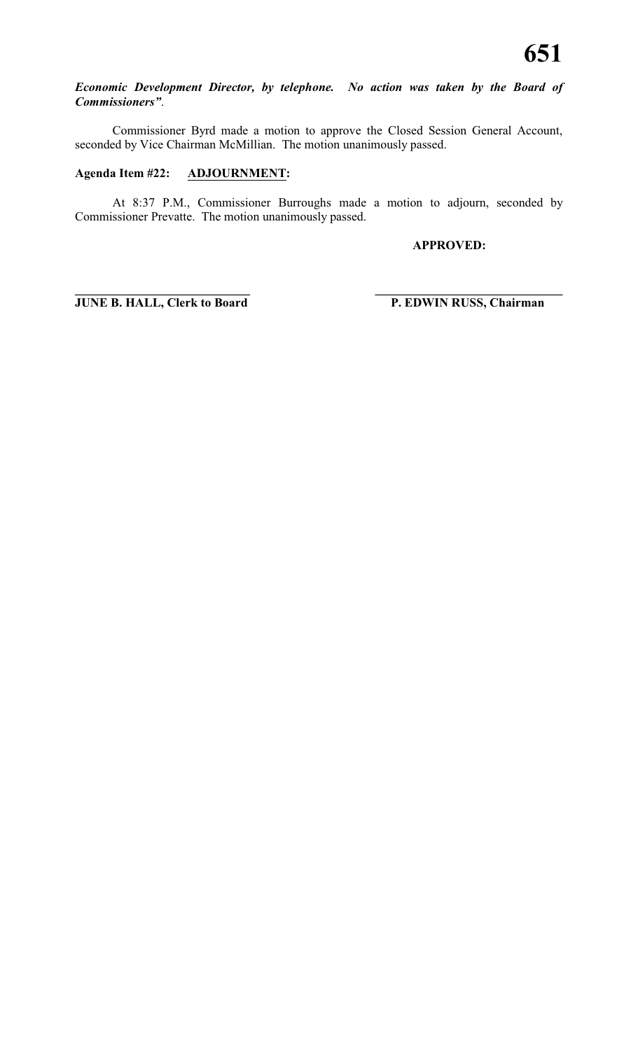***Economic Development Director, by telephone. No action was taken by the Board of Commissioners"***.

Commissioner Byrd made a motion to approve the Closed Session General Account, seconded by Vice Chairman McMillian. The motion unanimously passed.

**Agenda Item #22: ADJOURNMENT:**

At 8:37 P.M., Commissioner Burroughs made a motion to adjourn, seconded by Commissioner Prevatte. The motion unanimously passed.

**APPROVED:**

**JUNE B. HALL, Clerk to Board**

**P. EDWIN RUSS, Chairman**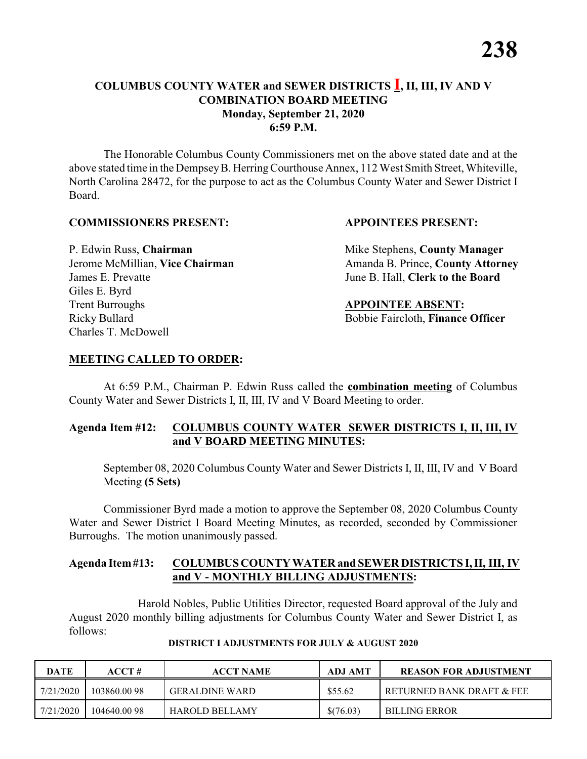# COLUMBUS COUNTY WATER and SEWER DISTRICTS I, II, III, IV AND V COMBINATION BOARD MEETING
**Monday, September 21, 2020**
**6:59 P.M.**

The Honorable Columbus County Commissioners met on the above stated date and at the above stated time in the Dempsey B. Herring Courthouse Annex, 112 West Smith Street, Whiteville, North Carolina 28472, for the purpose to act as the Columbus County Water and Sewer District I Board.

**COMMISSIONERS PRESENT:**

P. Edwin Russ, **Chairman**
Jerome McMillian, **Vice Chairman**
James E. Prevatte
Giles E. Byrd
Trent Burroughs
Ricky Bullard
Charles T. McDowell

**APPOINTEES PRESENT:**

Mike Stephens, **County Manager**
Amanda B. Prince, **County Attorney**
June B. Hall, **Clerk to the Board**

**APPOINTEE ABSENT:**

Bobbie Faircloth, **Finance Officer**

**MEETING CALLED TO ORDER:**

At 6:59 P.M., Chairman P. Edwin Russ called the **combination meeting** of Columbus County Water and Sewer Districts I, II, III, IV and V Board Meeting to order.

**Agenda Item #12: COLUMBUS COUNTY WATER SEWER DISTRICTS I, II, III, IV and V BOARD MEETING MINUTES:**

September 08, 2020 Columbus County Water and Sewer Districts I, II, III, IV and V Board Meeting **(5 Sets)**

Commissioner Byrd made a motion to approve the September 08, 2020 Columbus County Water and Sewer District I Board Meeting Minutes, as recorded, seconded by Commissioner Burroughs. The motion unanimously passed.

**Agenda Item #13: COLUMBUS COUNTY WATER and SEWER DISTRICTS I, II, III, IV and V - MONTHLY BILLING ADJUSTMENTS:**

Harold Nobles, Public Utilities Director, requested Board approval of the July and August 2020 monthly billing adjustments for Columbus County Water and Sewer District I, as follows:

**DISTRICT I ADJUSTMENTS FOR JULY & AUGUST 2020**

| DATE | ACCT # | ACCT NAME | ADJ AMT | REASON FOR ADJUSTMENT |
|---|---|---|---|---|
| 7/21/2020 | 103860.00 98 | GERALDINE WARD | $55.62 | RETURNED BANK DRAFT & FEE |
| 7/21/2020 | 104640.00 98 | HAROLD BELLAMY | $(76.03) | BILLING ERROR |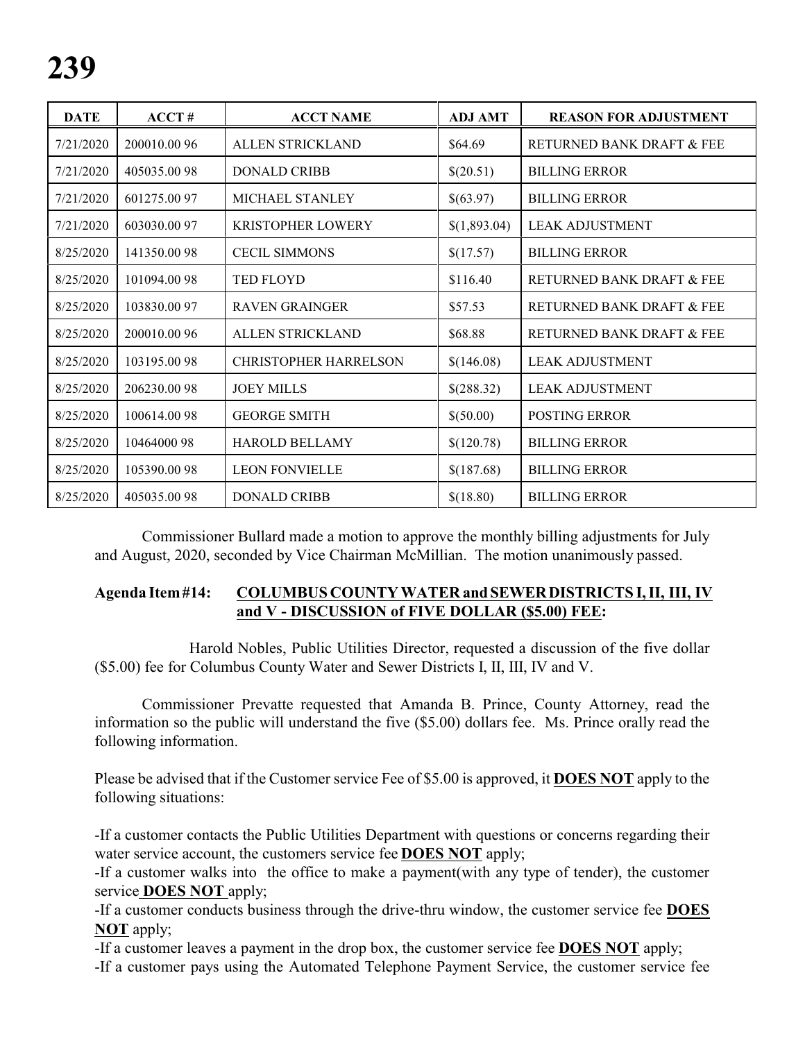| DATE | ACCT # | ACCT NAME | ADJ AMT | REASON FOR ADJUSTMENT |
|---|---|---|---|---|
| 7/21/2020 | 200010.00 96 | ALLEN STRICKLAND | $64.69 | RETURNED BANK DRAFT & FEE |
| 7/21/2020 | 405035.00 98 | DONALD CRIBB | $(20.51) | BILLING ERROR |
| 7/21/2020 | 601275.00 97 | MICHAEL STANLEY | $(63.97) | BILLING ERROR |
| 7/21/2020 | 603030.00 97 | KRISTOPHER LOWERY | $(1,893.04) | LEAK ADJUSTMENT |
| 8/25/2020 | 141350.00 98 | CECIL SIMMONS | $(17.57) | BILLING ERROR |
| 8/25/2020 | 101094.00 98 | TED FLOYD | $116.40 | RETURNED BANK DRAFT & FEE |
| 8/25/2020 | 103830.00 97 | RAVEN GRAINGER | $57.53 | RETURNED BANK DRAFT & FEE |
| 8/25/2020 | 200010.00 96 | ALLEN STRICKLAND | $68.88 | RETURNED BANK DRAFT & FEE |
| 8/25/2020 | 103195.00 98 | CHRISTOPHER HARRELSON | $(146.08) | LEAK ADJUSTMENT |
| 8/25/2020 | 206230.00 98 | JOEY MILLS | $(288.32) | LEAK ADJUSTMENT |
| 8/25/2020 | 100614.00 98 | GEORGE SMITH | $(50.00) | POSTING ERROR |
| 8/25/2020 | 10464000 98 | HAROLD BELLAMY | $(120.78) | BILLING ERROR |
| 8/25/2020 | 105390.00 98 | LEON FONVIELLE | $(187.68) | BILLING ERROR |
| 8/25/2020 | 405035.00 98 | DONALD CRIBB | $(18.80) | BILLING ERROR |

Commissioner Bullard made a motion to approve the monthly billing adjustments for July and August, 2020, seconded by Vice Chairman McMillian. The motion unanimously passed.

**Agenda Item #14: COLUMBUS COUNTY WATER and SEWER DISTRICTS I, II, III, IV and V - DISCUSSION of FIVE DOLLAR ($5.00) FEE:**

Harold Nobles, Public Utilities Director, requested a discussion of the five dollar ($5.00) fee for Columbus County Water and Sewer Districts I, II, III, IV and V.

Commissioner Prevatte requested that Amanda B. Prince, County Attorney, read the information so the public will understand the five ($5.00) dollars fee. Ms. Prince orally read the following information.

Please be advised that if the Customer service Fee of $5.00 is approved, it **DOES NOT** apply to the following situations:

-If a customer contacts the Public Utilities Department with questions or concerns regarding their water service account, the customers service fee **DOES NOT** apply;
-If a customer walks into the office to make a payment(with any type of tender), the customer service **DOES NOT** apply;
-If a customer conducts business through the drive-thru window, the customer service fee **DOES NOT** apply;
-If a customer leaves a payment in the drop box, the customer service fee **DOES NOT** apply;
-If a customer pays using the Automated Telephone Payment Service, the customer service fee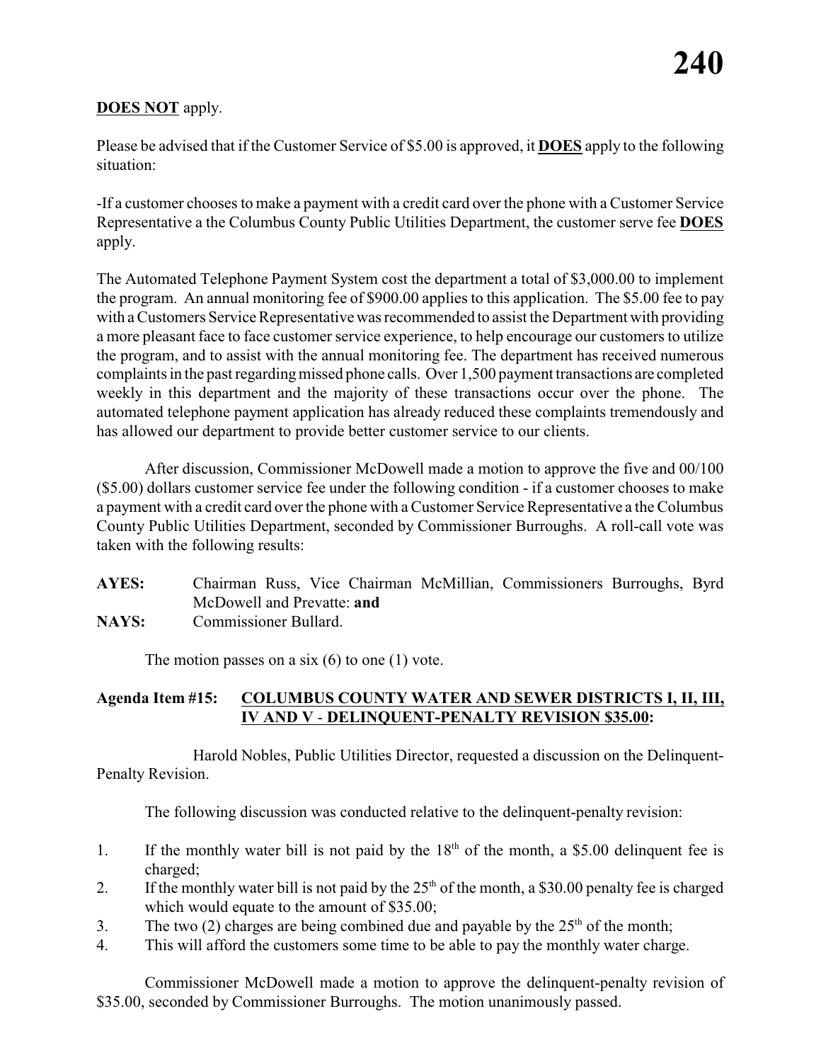**DOES NOT** apply.

Please be advised that if the Customer Service of $5.00 is approved, it **DOES** apply to the following situation:

-If a customer chooses to make a payment with a credit card over the phone with a Customer Service Representative a the Columbus County Public Utilities Department, the customer serve fee **DOES** apply.

The Automated Telephone Payment System cost the department a total of $3,000.00 to implement the program. An annual monitoring fee of $900.00 applies to this application. The $5.00 fee to pay with a Customers Service Representative was recommended to assist the Department with providing a more pleasant face to face customer service experience, to help encourage our customers to utilize the program, and to assist with the annual monitoring fee. The department has received numerous complaints in the past regarding missed phone calls. Over 1,500 payment transactions are completed weekly in this department and the majority of these transactions occur over the phone. The automated telephone payment application has already reduced these complaints tremendously and has allowed our department to provide better customer service to our clients.

After discussion, Commissioner McDowell made a motion to approve the five and 00/100 ($5.00) dollars customer service fee under the following condition - if a customer chooses to make a payment with a credit card over the phone with a Customer Service Representative a the Columbus County Public Utilities Department, seconded by Commissioner Burroughs. A roll-call vote was taken with the following results:

**AYES:** Chairman Russ, Vice Chairman McMillian, Commissioners Burroughs, Byrd McDowell and Prevatte: **and**
**NAYS:** Commissioner Bullard.

The motion passes on a six (6) to one (1) vote.

**Agenda Item #15: COLUMBUS COUNTY WATER AND SEWER DISTRICTS I, II, III, IV AND V - DELINQUENT-PENALTY REVISION $35.00:**

Harold Nobles, Public Utilities Director, requested a discussion on the Delinquent-Penalty Revision.

The following discussion was conducted relative to the delinquent-penalty revision:

1. If the monthly water bill is not paid by the 18th of the month, a $5.00 delinquent fee is charged;
2. If the monthly water bill is not paid by the 25th of the month, a $30.00 penalty fee is charged which would equate to the amount of $35.00;
3. The two (2) charges are being combined due and payable by the 25th of the month;
4. This will afford the customers some time to be able to pay the monthly water charge.

Commissioner McDowell made a motion to approve the delinquent-penalty revision of $35.00, seconded by Commissioner Burroughs. The motion unanimously passed.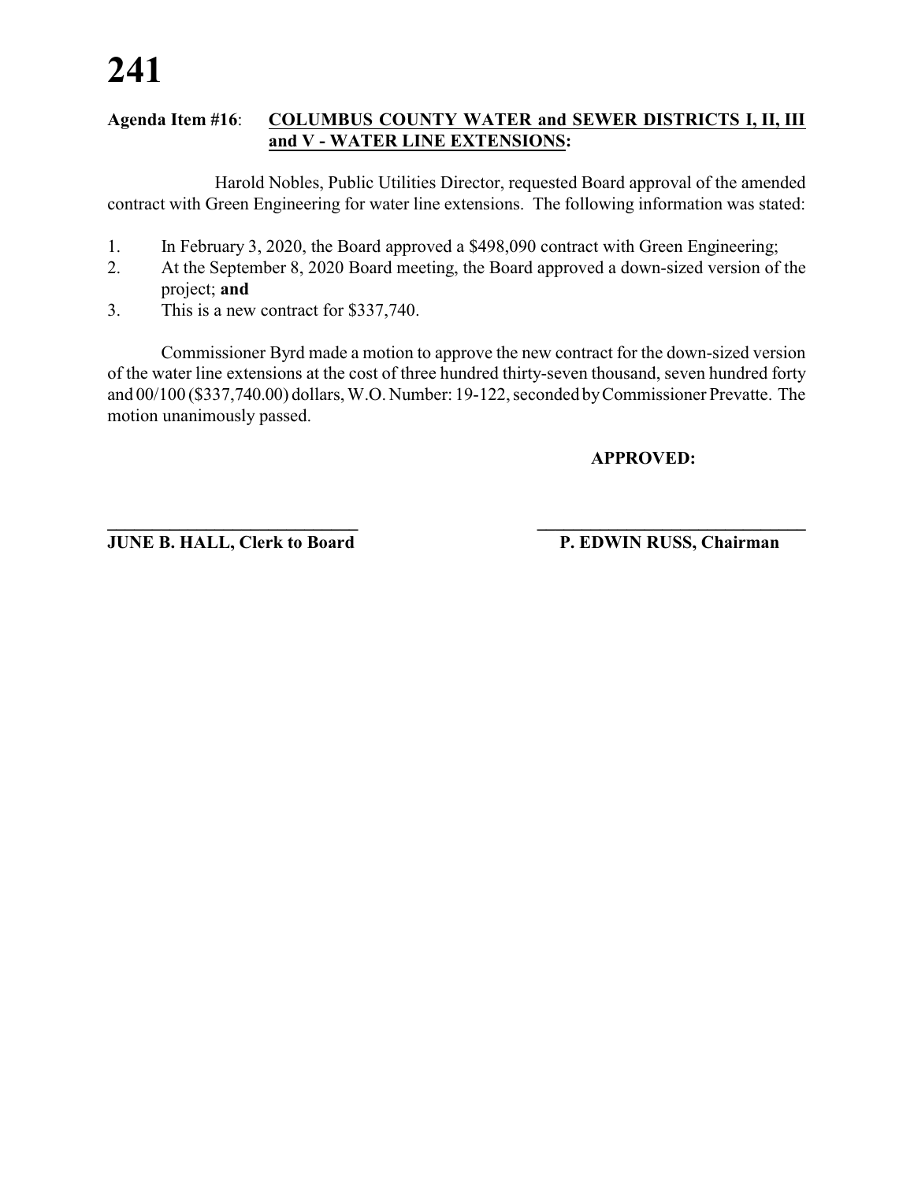**Agenda Item #16**: **COLUMBUS COUNTY WATER and SEWER DISTRICTS I, II, III and V - WATER LINE EXTENSIONS:**

Harold Nobles, Public Utilities Director, requested Board approval of the amended contract with Green Engineering for water line extensions. The following information was stated:

1. In February 3, 2020, the Board approved a $498,090 contract with Green Engineering;
2. At the September 8, 2020 Board meeting, the Board approved a down-sized version of the project; **and**
3. This is a new contract for $337,740.

Commissioner Byrd made a motion to approve the new contract for the down-sized version of the water line extensions at the cost of three hundred thirty-seven thousand, seven hundred forty and 00/100 ($337,740.00) dollars, W.O. Number: 19-122, seconded by Commissioner Prevatte. The motion unanimously passed.

**APPROVED:**

| | |
|---|---|
| **JUNE B. HALL, Clerk to Board** | **P. EDWIN RUSS, Chairman** |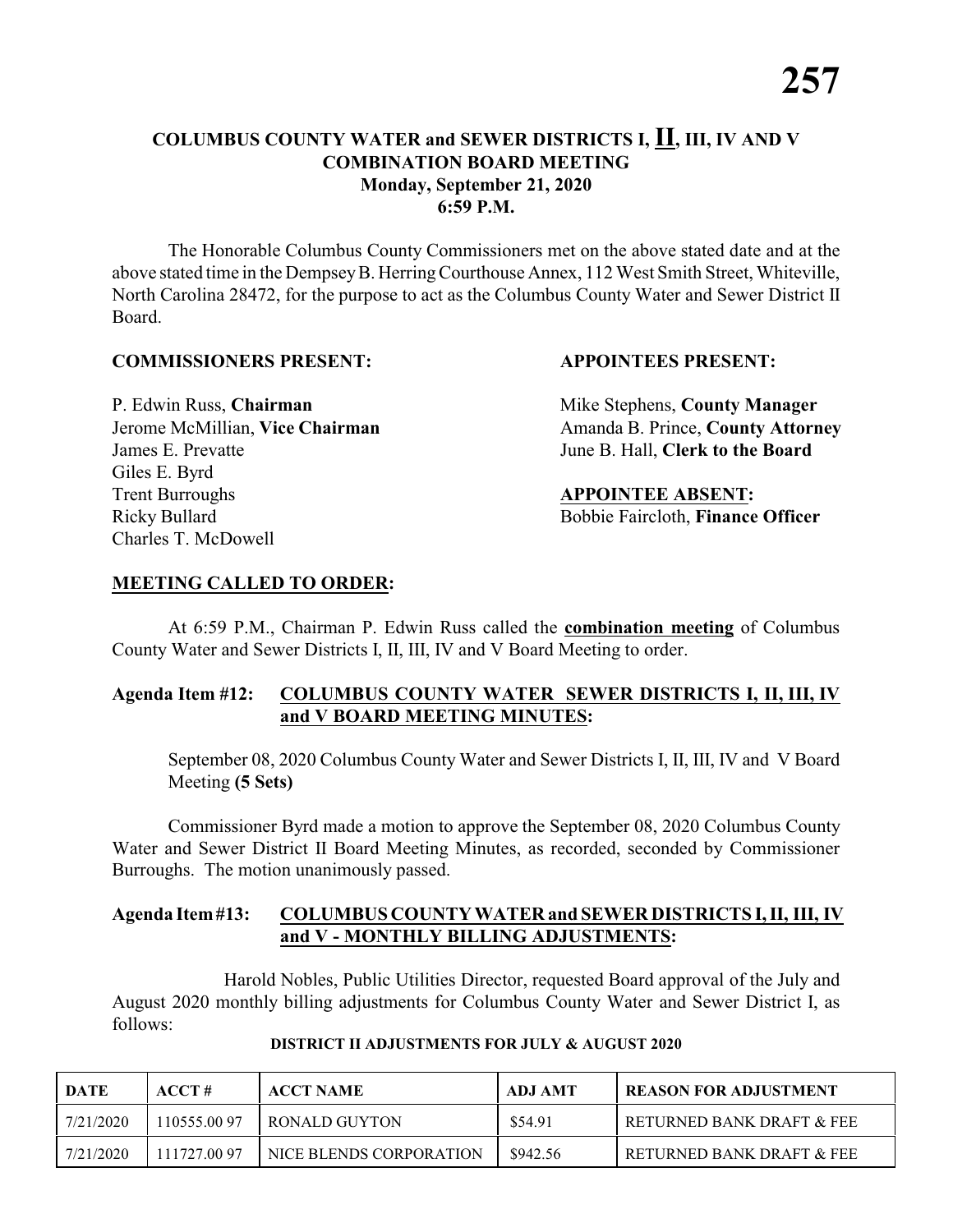# COLUMBUS COUNTY WATER and SEWER DISTRICTS I, **II**, III, IV AND V COMBINATION BOARD MEETING

**Monday, September 21, 2020**
**6:59 P.M.**

The Honorable Columbus County Commissioners met on the above stated date and at the above stated time in the Dempsey B. Herring Courthouse Annex, 112 West Smith Street, Whiteville, North Carolina 28472, for the purpose to act as the Columbus County Water and Sewer District II Board.

**COMMISSIONERS PRESENT:**

P. Edwin Russ, **Chairman**
Jerome McMillian, **Vice Chairman**
James E. Prevatte
Giles E. Byrd
Trent Burroughs
Ricky Bullard
Charles T. McDowell

**APPOINTEES PRESENT:**

Mike Stephens, **County Manager**
Amanda B. Prince, **County Attorney**
June B. Hall, **Clerk to the Board**

**APPOINTEE ABSENT:**

Bobbie Faircloth, **Finance Officer**

**MEETING CALLED TO ORDER:**

At 6:59 P.M., Chairman P. Edwin Russ called the **combination meeting** of Columbus County Water and Sewer Districts I, II, III, IV and V Board Meeting to order.

**Agenda Item #12: COLUMBUS COUNTY WATER SEWER DISTRICTS I, II, III, IV and V BOARD MEETING MINUTES:**

September 08, 2020 Columbus County Water and Sewer Districts I, II, III, IV and V Board Meeting **(5 Sets)**

Commissioner Byrd made a motion to approve the September 08, 2020 Columbus County Water and Sewer District II Board Meeting Minutes, as recorded, seconded by Commissioner Burroughs. The motion unanimously passed.

**Agenda Item #13: COLUMBUS COUNTY WATER and SEWER DISTRICTS I, II, III, IV and V - MONTHLY BILLING ADJUSTMENTS:**

Harold Nobles, Public Utilities Director, requested Board approval of the July and August 2020 monthly billing adjustments for Columbus County Water and Sewer District I, as follows:

**DISTRICT II ADJUSTMENTS FOR JULY & AUGUST 2020**

| DATE | ACCT # | ACCT NAME | ADJ AMT | REASON FOR ADJUSTMENT |
|---|---|---|---|---|
| 7/21/2020 | 110555.00 97 | RONALD GUYTON | $54.91 | RETURNED BANK DRAFT & FEE |
| 7/21/2020 | 111727.00 97 | NICE BLENDS CORPORATION | $942.56 | RETURNED BANK DRAFT & FEE |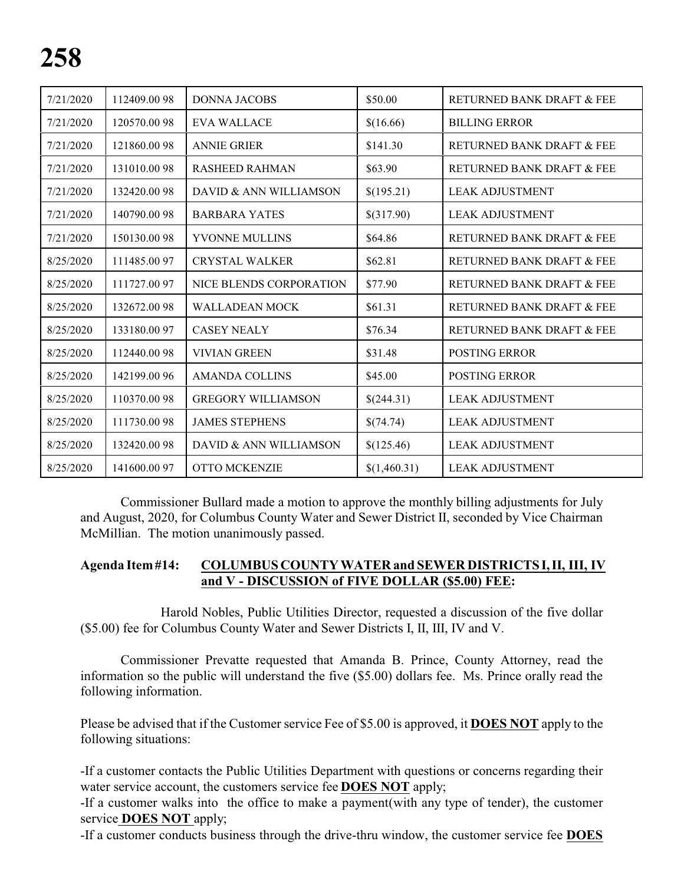| 7/21/2020 | 112409.00 98 | DONNA JACOBS | $50.00 | RETURNED BANK DRAFT & FEE |
|---|---|---|---|---|
| 7/21/2020 | 120570.00 98 | EVA WALLACE | $(16.66) | BILLING ERROR |
| 7/21/2020 | 121860.00 98 | ANNIE GRIER | $141.30 | RETURNED BANK DRAFT & FEE |
| 7/21/2020 | 131010.00 98 | RASHEED RAHMAN | $63.90 | RETURNED BANK DRAFT & FEE |
| 7/21/2020 | 132420.00 98 | DAVID & ANN WILLIAMSON | $(195.21) | LEAK ADJUSTMENT |
| 7/21/2020 | 140790.00 98 | BARBARA YATES | $(317.90) | LEAK ADJUSTMENT |
| 7/21/2020 | 150130.00 98 | YVONNE MULLINS | $64.86 | RETURNED BANK DRAFT & FEE |
| 8/25/2020 | 111485.00 97 | CRYSTAL WALKER | $62.81 | RETURNED BANK DRAFT & FEE |
| 8/25/2020 | 111727.00 97 | NICE BLENDS CORPORATION | $77.90 | RETURNED BANK DRAFT & FEE |
| 8/25/2020 | 132672.00 98 | WALLADEAN MOCK | $61.31 | RETURNED BANK DRAFT & FEE |
| 8/25/2020 | 133180.00 97 | CASEY NEALY | $76.34 | RETURNED BANK DRAFT & FEE |
| 8/25/2020 | 112440.00 98 | VIVIAN GREEN | $31.48 | POSTING ERROR |
| 8/25/2020 | 142199.00 96 | AMANDA COLLINS | $45.00 | POSTING ERROR |
| 8/25/2020 | 110370.00 98 | GREGORY WILLIAMSON | $(244.31) | LEAK ADJUSTMENT |
| 8/25/2020 | 111730.00 98 | JAMES STEPHENS | $(74.74) | LEAK ADJUSTMENT |
| 8/25/2020 | 132420.00 98 | DAVID & ANN WILLIAMSON | $(125.46) | LEAK ADJUSTMENT |
| 8/25/2020 | 141600.00 97 | OTTO MCKENZIE | $(1,460.31) | LEAK ADJUSTMENT |

Commissioner Bullard made a motion to approve the monthly billing adjustments for July and August, 2020, for Columbus County Water and Sewer District II, seconded by Vice Chairman McMillian. The motion unanimously passed.

**Agenda Item #14: COLUMBUS COUNTY WATER and SEWER DISTRICTS I, II, III, IV and V - DISCUSSION of FIVE DOLLAR ($5.00) FEE:**

Harold Nobles, Public Utilities Director, requested a discussion of the five dollar ($5.00) fee for Columbus County Water and Sewer Districts I, II, III, IV and V.

Commissioner Prevatte requested that Amanda B. Prince, County Attorney, read the information so the public will understand the five ($5.00) dollars fee. Ms. Prince orally read the following information.

Please be advised that if the Customer service Fee of $5.00 is approved, it **DOES NOT** apply to the following situations:

-If a customer contacts the Public Utilities Department with questions or concerns regarding their water service account, the customers service fee **DOES NOT** apply;
-If a customer walks into the office to make a payment(with any type of tender), the customer service **DOES NOT** apply;
-If a customer conducts business through the drive-thru window, the customer service fee **DOES**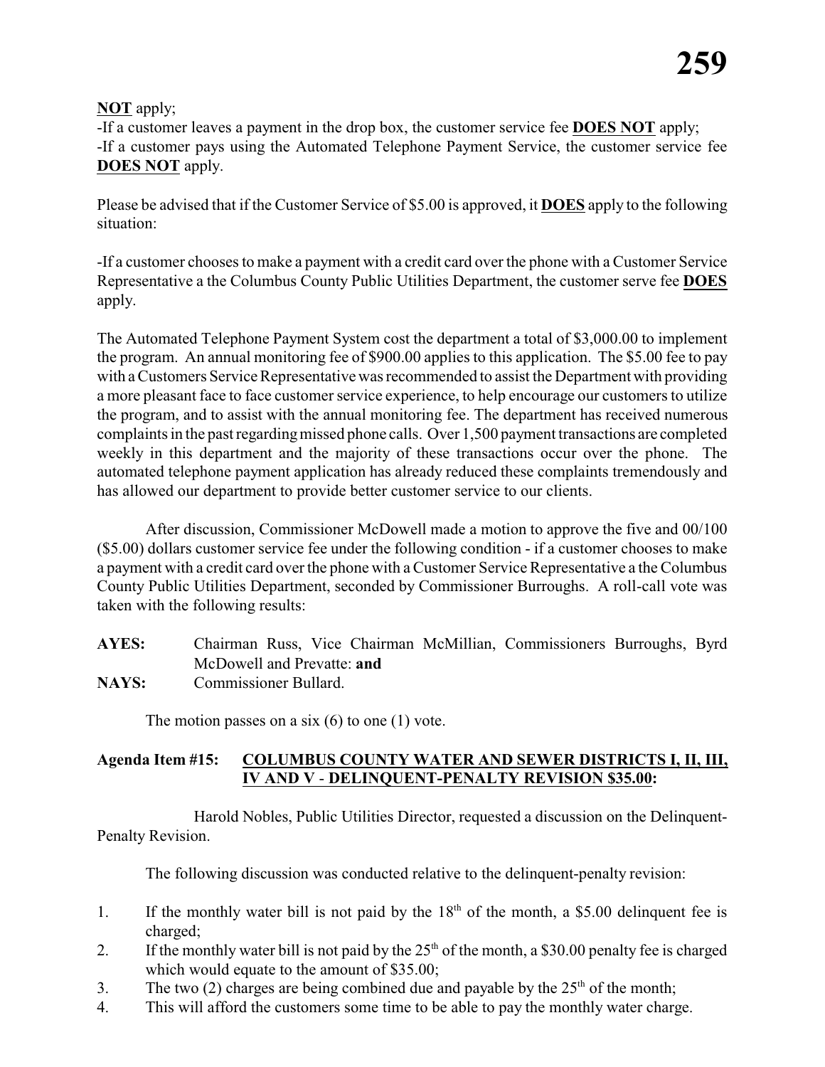**NOT** apply;

-If a customer leaves a payment in the drop box, the customer service fee **DOES NOT** apply;

-If a customer pays using the Automated Telephone Payment Service, the customer service fee **DOES NOT** apply.

Please be advised that if the Customer Service of $5.00 is approved, it **DOES** apply to the following situation:

-If a customer chooses to make a payment with a credit card over the phone with a Customer Service Representative a the Columbus County Public Utilities Department, the customer serve fee **DOES** apply.

The Automated Telephone Payment System cost the department a total of $3,000.00 to implement the program. An annual monitoring fee of $900.00 applies to this application. The $5.00 fee to pay with a Customers Service Representative was recommended to assist the Department with providing a more pleasant face to face customer service experience, to help encourage our customers to utilize the program, and to assist with the annual monitoring fee. The department has received numerous complaints in the past regarding missed phone calls. Over 1,500 payment transactions are completed weekly in this department and the majority of these transactions occur over the phone. The automated telephone payment application has already reduced these complaints tremendously and has allowed our department to provide better customer service to our clients.

After discussion, Commissioner McDowell made a motion to approve the five and 00/100 ($5.00) dollars customer service fee under the following condition - if a customer chooses to make a payment with a credit card over the phone with a Customer Service Representative a the Columbus County Public Utilities Department, seconded by Commissioner Burroughs. A roll-call vote was taken with the following results:

**AYES:** Chairman Russ, Vice Chairman McMillian, Commissioners Burroughs, Byrd McDowell and Prevatte: **and**

**NAYS:** Commissioner Bullard.

The motion passes on a six (6) to one (1) vote.

**Agenda Item #15: <u>COLUMBUS COUNTY WATER AND SEWER DISTRICTS I, II, III, IV AND V - DELINQUENT-PENALTY REVISION $35.00</u>:**

Harold Nobles, Public Utilities Director, requested a discussion on the Delinquent-Penalty Revision.

The following discussion was conducted relative to the delinquent-penalty revision:

1. If the monthly water bill is not paid by the 18th of the month, a $5.00 delinquent fee is charged;
2. If the monthly water bill is not paid by the 25th of the month, a $30.00 penalty fee is charged which would equate to the amount of $35.00;
3. The two (2) charges are being combined due and payable by the 25th of the month;
4. This will afford the customers some time to be able to pay the monthly water charge.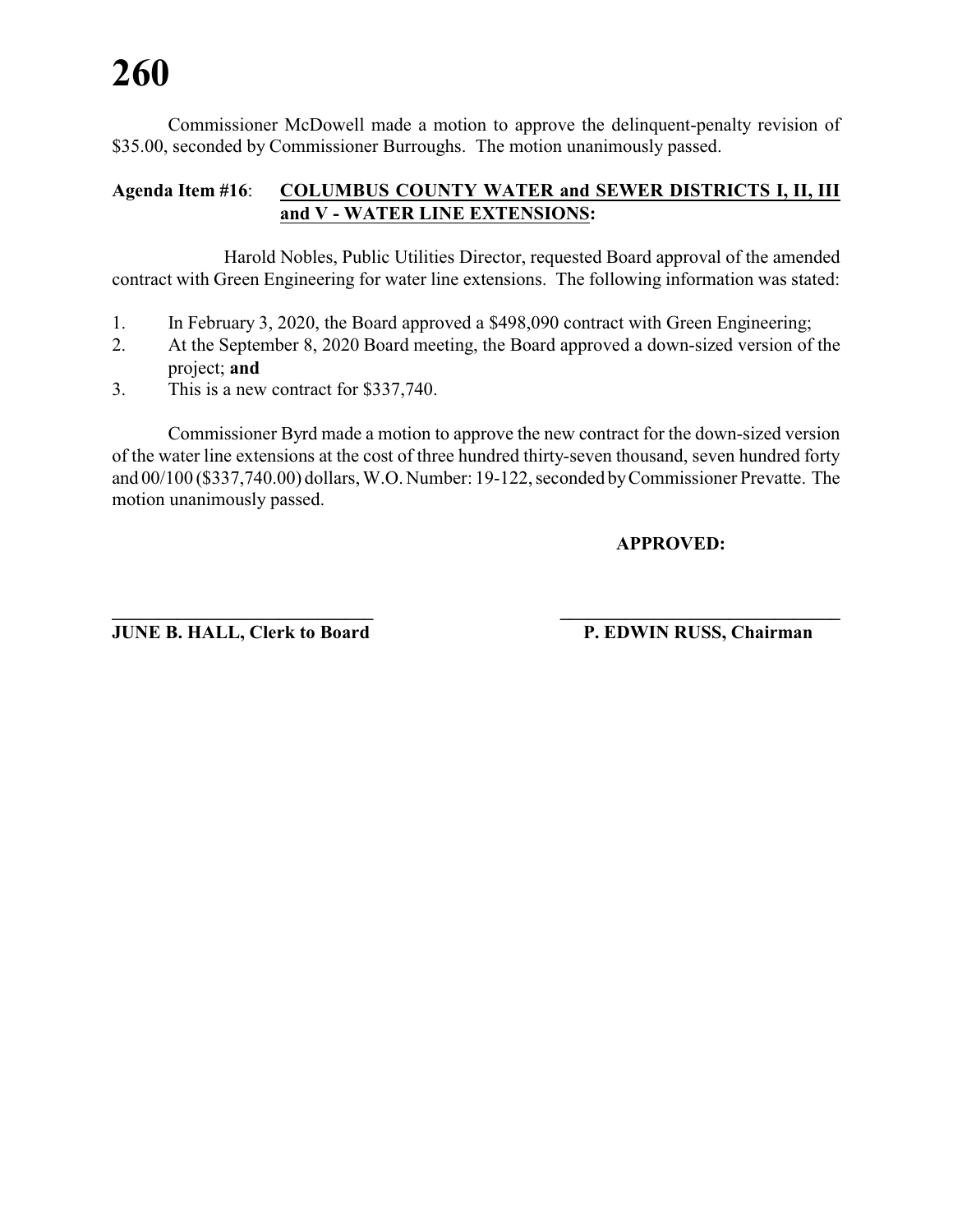Commissioner McDowell made a motion to approve the delinquent-penalty revision of $35.00, seconded by Commissioner Burroughs. The motion unanimously passed.

**Agenda Item #16**: **COLUMBUS COUNTY WATER and SEWER DISTRICTS I, II, III and V - WATER LINE EXTENSIONS:**

Harold Nobles, Public Utilities Director, requested Board approval of the amended contract with Green Engineering for water line extensions. The following information was stated:

1. In February 3, 2020, the Board approved a $498,090 contract with Green Engineering;
2. At the September 8, 2020 Board meeting, the Board approved a down-sized version of the project; **and**
3. This is a new contract for $337,740.

Commissioner Byrd made a motion to approve the new contract for the down-sized version of the water line extensions at the cost of three hundred thirty-seven thousand, seven hundred forty and 00/100 ($337,740.00) dollars, W.O. Number: 19-122, seconded by Commissioner Prevatte. The motion unanimously passed.

**APPROVED:**

_____________________________ _____________________________

**JUNE B. HALL, Clerk to Board** **P. EDWIN RUSS, Chairman**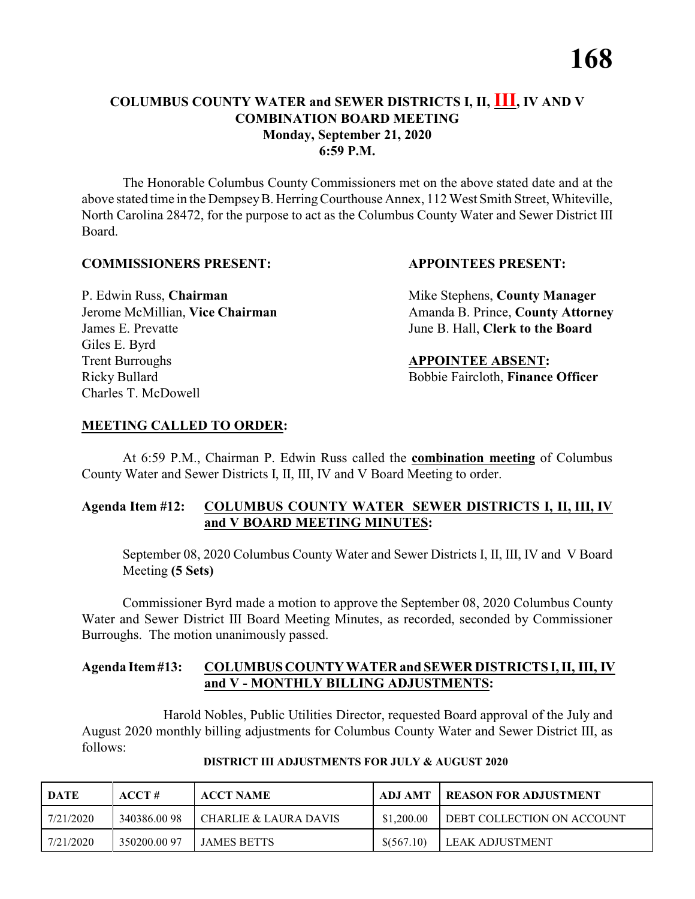## COLUMBUS COUNTY WATER and SEWER DISTRICTS I, II, III, IV AND V COMBINATION BOARD MEETING
### Monday, September 21, 2020
### 6:59 P.M.

The Honorable Columbus County Commissioners met on the above stated date and at the above stated time in the Dempsey B. Herring Courthouse Annex, 112 West Smith Street, Whiteville, North Carolina 28472, for the purpose to act as the Columbus County Water and Sewer District III Board.

**COMMISSIONERS PRESENT:**

P. Edwin Russ, **Chairman**
Jerome McMillian, **Vice Chairman**
James E. Prevatte
Giles E. Byrd
Trent Burroughs
Ricky Bullard
Charles T. McDowell

**APPOINTEES PRESENT:**

Mike Stephens, **County Manager**
Amanda B. Prince, **County Attorney**
June B. Hall, **Clerk to the Board**

**APPOINTEE ABSENT:**

Bobbie Faircloth, **Finance Officer**

**MEETING CALLED TO ORDER:**

At 6:59 P.M., Chairman P. Edwin Russ called the **combination meeting** of Columbus County Water and Sewer Districts I, II, III, IV and V Board Meeting to order.

**Agenda Item #12: COLUMBUS COUNTY WATER SEWER DISTRICTS I, II, III, IV and V BOARD MEETING MINUTES:**

September 08, 2020 Columbus County Water and Sewer Districts I, II, III, IV and V Board Meeting **(5 Sets)**

Commissioner Byrd made a motion to approve the September 08, 2020 Columbus County Water and Sewer District III Board Meeting Minutes, as recorded, seconded by Commissioner Burroughs. The motion unanimously passed.

**Agenda Item #13: COLUMBUS COUNTY WATER and SEWER DISTRICTS I, II, III, IV and V - MONTHLY BILLING ADJUSTMENTS:**

Harold Nobles, Public Utilities Director, requested Board approval of the July and August 2020 monthly billing adjustments for Columbus County Water and Sewer District III, as follows:

**DISTRICT III ADJUSTMENTS FOR JULY & AUGUST 2020**

| DATE | ACCT # | ACCT NAME | ADJ AMT | REASON FOR ADJUSTMENT |
|---|---|---|---|---|
| 7/21/2020 | 340386.00 98 | CHARLIE & LAURA DAVIS | $1,200.00 | DEBT COLLECTION ON ACCOUNT |
| 7/21/2020 | 350200.00 97 | JAMES BETTS | $(567.10) | LEAK ADJUSTMENT |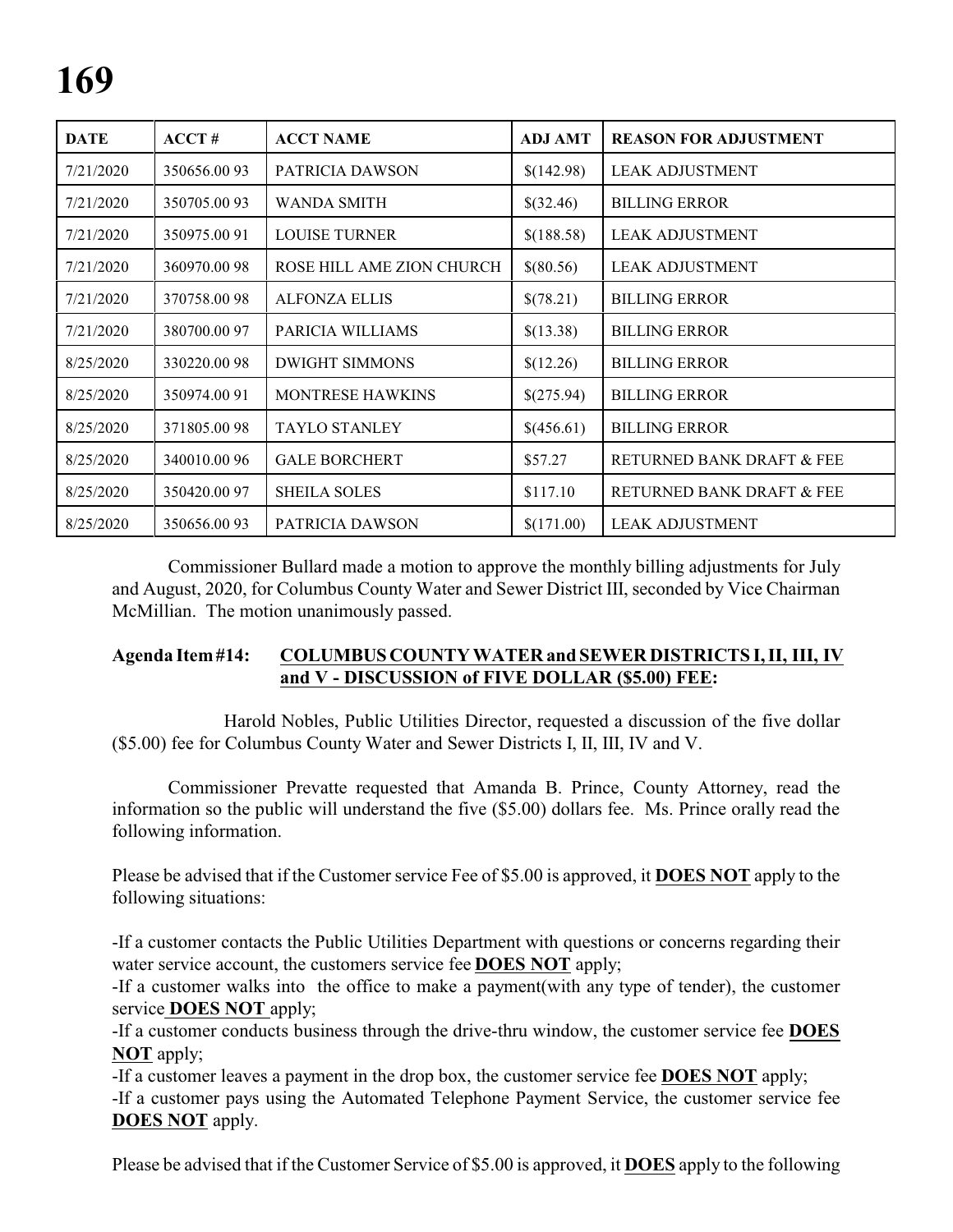| DATE | ACCT # | ACCT NAME | ADJ AMT | REASON FOR ADJUSTMENT |
|---|---|---|---|---|
| 7/21/2020 | 350656.00 93 | PATRICIA DAWSON | $(142.98) | LEAK ADJUSTMENT |
| 7/21/2020 | 350705.00 93 | WANDA SMITH | $(32.46) | BILLING ERROR |
| 7/21/2020 | 350975.00 91 | LOUISE TURNER | $(188.58) | LEAK ADJUSTMENT |
| 7/21/2020 | 360970.00 98 | ROSE HILL AME ZION CHURCH | $(80.56) | LEAK ADJUSTMENT |
| 7/21/2020 | 370758.00 98 | ALFONZA ELLIS | $(78.21) | BILLING ERROR |
| 7/21/2020 | 380700.00 97 | PARICIA WILLIAMS | $(13.38) | BILLING ERROR |
| 8/25/2020 | 330220.00 98 | DWIGHT SIMMONS | $(12.26) | BILLING ERROR |
| 8/25/2020 | 350974.00 91 | MONTRESE HAWKINS | $(275.94) | BILLING ERROR |
| 8/25/2020 | 371805.00 98 | TAYLO STANLEY | $(456.61) | BILLING ERROR |
| 8/25/2020 | 340010.00 96 | GALE BORCHERT | $57.27 | RETURNED BANK DRAFT & FEE |
| 8/25/2020 | 350420.00 97 | SHEILA SOLES | $117.10 | RETURNED BANK DRAFT & FEE |
| 8/25/2020 | 350656.00 93 | PATRICIA DAWSON | $(171.00) | LEAK ADJUSTMENT |

Commissioner Bullard made a motion to approve the monthly billing adjustments for July and August, 2020, for Columbus County Water and Sewer District III, seconded by Vice Chairman McMillian. The motion unanimously passed.

**Agenda Item #14: COLUMBUS COUNTY WATER and SEWER DISTRICTS I, II, III, IV and V - DISCUSSION of FIVE DOLLAR ($5.00) FEE:**

Harold Nobles, Public Utilities Director, requested a discussion of the five dollar ($5.00) fee for Columbus County Water and Sewer Districts I, II, III, IV and V.

Commissioner Prevatte requested that Amanda B. Prince, County Attorney, read the information so the public will understand the five ($5.00) dollars fee. Ms. Prince orally read the following information.

Please be advised that if the Customer service Fee of $5.00 is approved, it **DOES NOT** apply to the following situations:

-If a customer contacts the Public Utilities Department with questions or concerns regarding their water service account, the customers service fee **DOES NOT** apply;
-If a customer walks into the office to make a payment(with any type of tender), the customer service **DOES NOT** apply;
-If a customer conducts business through the drive-thru window, the customer service fee **DOES NOT** apply;
-If a customer leaves a payment in the drop box, the customer service fee **DOES NOT** apply;
-If a customer pays using the Automated Telephone Payment Service, the customer service fee **DOES NOT** apply.

Please be advised that if the Customer Service of $5.00 is approved, it **DOES** apply to the following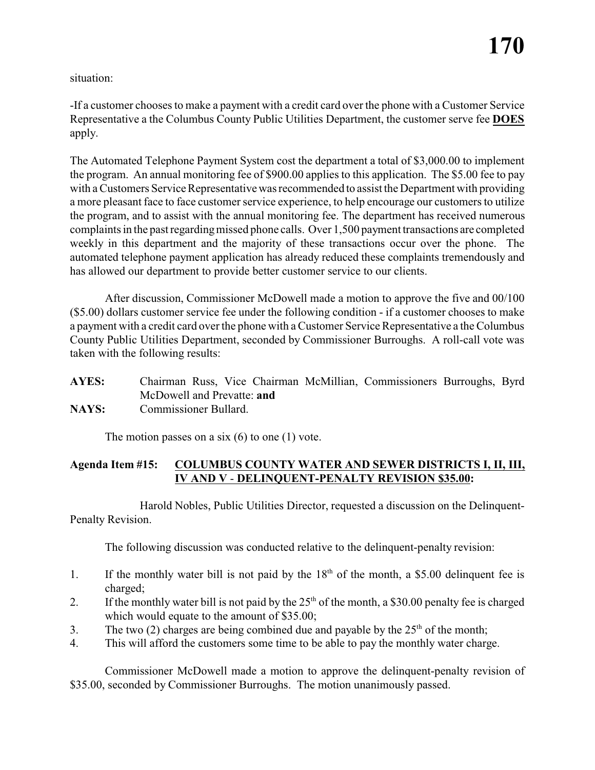situation:

-If a customer chooses to make a payment with a credit card over the phone with a Customer Service Representative a the Columbus County Public Utilities Department, the customer serve fee **DOES** apply.

The Automated Telephone Payment System cost the department a total of $3,000.00 to implement the program. An annual monitoring fee of $900.00 applies to this application. The $5.00 fee to pay with a Customers Service Representative was recommended to assist the Department with providing a more pleasant face to face customer service experience, to help encourage our customers to utilize the program, and to assist with the annual monitoring fee. The department has received numerous complaints in the past regarding missed phone calls. Over 1,500 payment transactions are completed weekly in this department and the majority of these transactions occur over the phone. The automated telephone payment application has already reduced these complaints tremendously and has allowed our department to provide better customer service to our clients.

After discussion, Commissioner McDowell made a motion to approve the five and 00/100 ($5.00) dollars customer service fee under the following condition - if a customer chooses to make a payment with a credit card over the phone with a Customer Service Representative a the Columbus County Public Utilities Department, seconded by Commissioner Burroughs. A roll-call vote was taken with the following results:

**AYES:** Chairman Russ, Vice Chairman McMillian, Commissioners Burroughs, Byrd McDowell and Prevatte: **and**
**NAYS:** Commissioner Bullard.

The motion passes on a six (6) to one (1) vote.

**Agenda Item #15: COLUMBUS COUNTY WATER AND SEWER DISTRICTS I, II, III, IV AND V - DELINQUENT-PENALTY REVISION $35.00:**

Harold Nobles, Public Utilities Director, requested a discussion on the Delinquent-Penalty Revision.

The following discussion was conducted relative to the delinquent-penalty revision:

1. If the monthly water bill is not paid by the 18th of the month, a $5.00 delinquent fee is charged;
2. If the monthly water bill is not paid by the 25th of the month, a $30.00 penalty fee is charged which would equate to the amount of $35.00;
3. The two (2) charges are being combined due and payable by the 25th of the month;
4. This will afford the customers some time to be able to pay the monthly water charge.

Commissioner McDowell made a motion to approve the delinquent-penalty revision of $35.00, seconded by Commissioner Burroughs. The motion unanimously passed.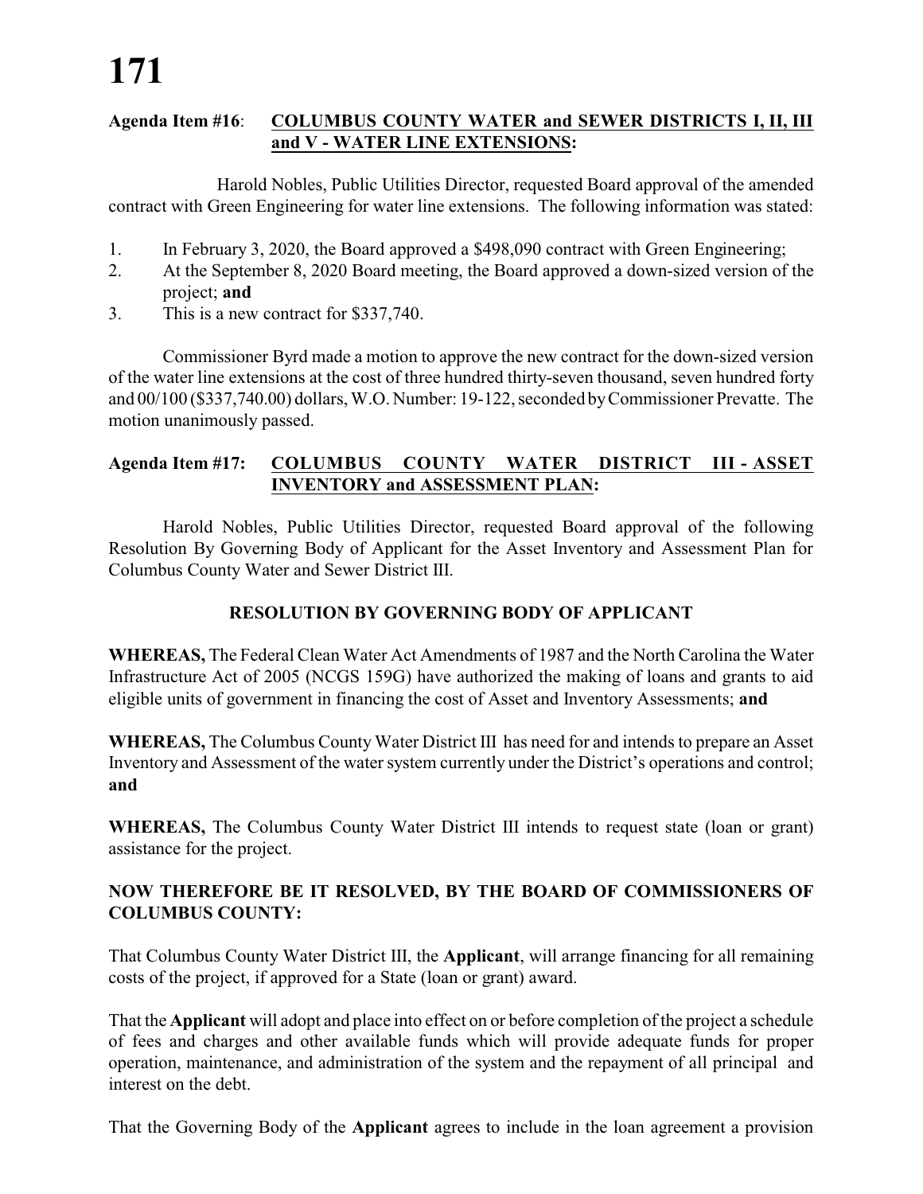**Agenda Item #16**: **COLUMBUS COUNTY WATER and SEWER DISTRICTS I, II, III and V - WATER LINE EXTENSIONS:**

Harold Nobles, Public Utilities Director, requested Board approval of the amended contract with Green Engineering for water line extensions. The following information was stated:

1. In February 3, 2020, the Board approved a $498,090 contract with Green Engineering;
2. At the September 8, 2020 Board meeting, the Board approved a down-sized version of the project; **and**
3. This is a new contract for $337,740.

Commissioner Byrd made a motion to approve the new contract for the down-sized version of the water line extensions at the cost of three hundred thirty-seven thousand, seven hundred forty and 00/100 ($337,740.00) dollars, W.O. Number: 19-122, seconded by Commissioner Prevatte. The motion unanimously passed.

**Agenda Item #17**: **COLUMBUS COUNTY WATER DISTRICT III - ASSET INVENTORY and ASSESSMENT PLAN:**

Harold Nobles, Public Utilities Director, requested Board approval of the following Resolution By Governing Body of Applicant for the Asset Inventory and Assessment Plan for Columbus County Water and Sewer District III.

**RESOLUTION BY GOVERNING BODY OF APPLICANT**

**WHEREAS,** The Federal Clean Water Act Amendments of 1987 and the North Carolina the Water Infrastructure Act of 2005 (NCGS 159G) have authorized the making of loans and grants to aid eligible units of government in financing the cost of Asset and Inventory Assessments; **and**

**WHEREAS,** The Columbus County Water District III has need for and intends to prepare an Asset Inventory and Assessment of the water system currently under the District's operations and control; **and**

**WHEREAS,** The Columbus County Water District III intends to request state (loan or grant) assistance for the project.

**NOW THEREFORE BE IT RESOLVED, BY THE BOARD OF COMMISSIONERS OF COLUMBUS COUNTY:**

That Columbus County Water District III, the **Applicant**, will arrange financing for all remaining costs of the project, if approved for a State (loan or grant) award.

That the **Applicant** will adopt and place into effect on or before completion of the project a schedule of fees and charges and other available funds which will provide adequate funds for proper operation, maintenance, and administration of the system and the repayment of all principal and interest on the debt.

That the Governing Body of the **Applicant** agrees to include in the loan agreement a provision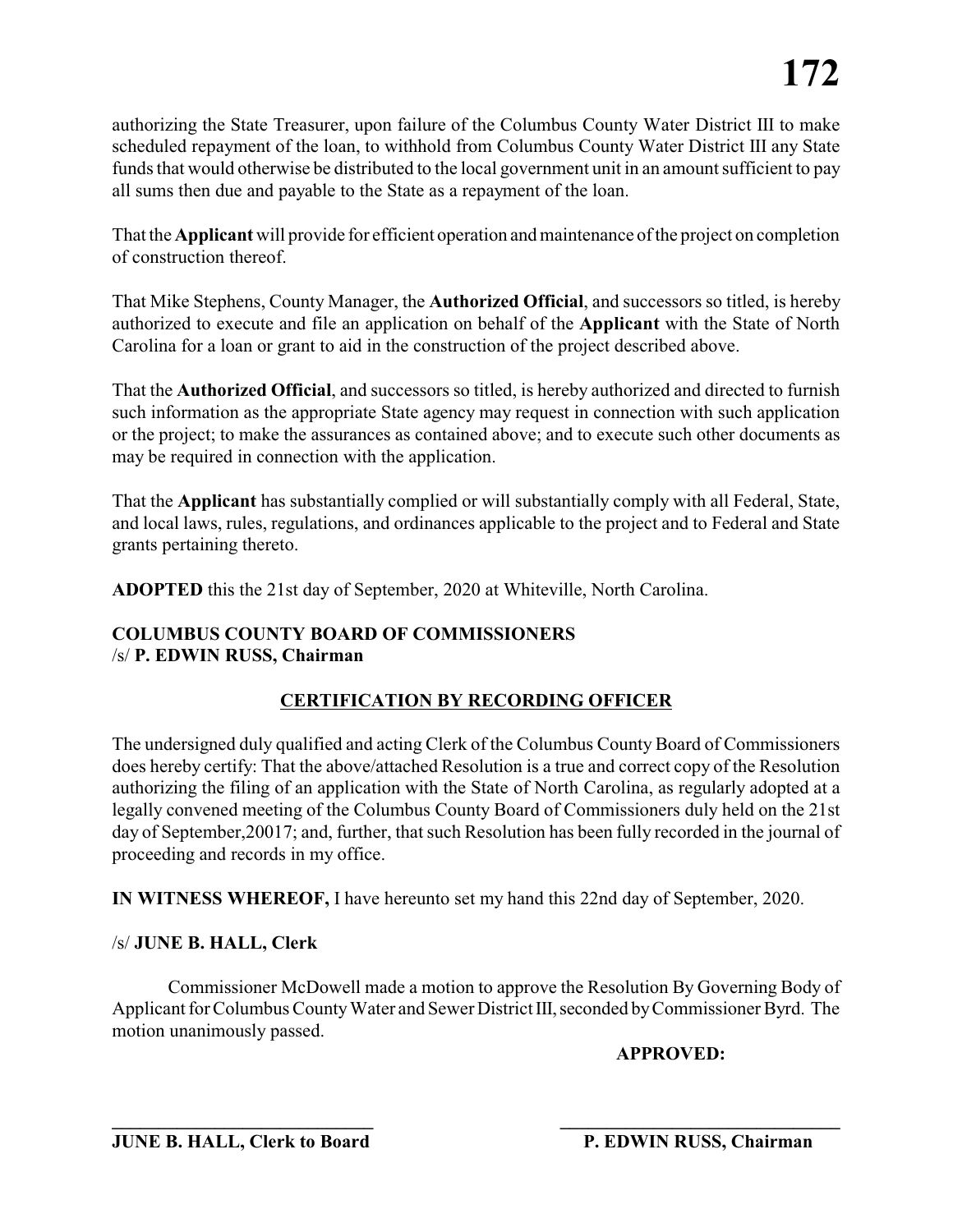authorizing the State Treasurer, upon failure of the Columbus County Water District III to make scheduled repayment of the loan, to withhold from Columbus County Water District III any State funds that would otherwise be distributed to the local government unit in an amount sufficient to pay all sums then due and payable to the State as a repayment of the loan.

That the **Applicant** will provide for efficient operation and maintenance of the project on completion of construction thereof.

That Mike Stephens, County Manager, the **Authorized Official**, and successors so titled, is hereby authorized to execute and file an application on behalf of the **Applicant** with the State of North Carolina for a loan or grant to aid in the construction of the project described above.

That the **Authorized Official**, and successors so titled, is hereby authorized and directed to furnish such information as the appropriate State agency may request in connection with such application or the project; to make the assurances as contained above; and to execute such other documents as may be required in connection with the application.

That the **Applicant** has substantially complied or will substantially comply with all Federal, State, and local laws, rules, regulations, and ordinances applicable to the project and to Federal and State grants pertaining thereto.

**ADOPTED** this the 21st day of September, 2020 at Whiteville, North Carolina.

**COLUMBUS COUNTY BOARD OF COMMISSIONERS**
/s/ **P. EDWIN RUSS, Chairman**

## CERTIFICATION BY RECORDING OFFICER

The undersigned duly qualified and acting Clerk of the Columbus County Board of Commissioners does hereby certify: That the above/attached Resolution is a true and correct copy of the Resolution authorizing the filing of an application with the State of North Carolina, as regularly adopted at a legally convened meeting of the Columbus County Board of Commissioners duly held on the 21st day of September,20017; and, further, that such Resolution has been fully recorded in the journal of proceeding and records in my office.

**IN WITNESS WHEREOF,** I have hereunto set my hand this 22nd day of September, 2020.

/s/ **JUNE B. HALL, Clerk**

Commissioner McDowell made a motion to approve the Resolution By Governing Body of Applicant for Columbus County Water and Sewer District III, seconded by Commissioner Byrd. The motion unanimously passed.

**APPROVED:**

\_\_\_\_\_\_\_\_\_\_\_\_\_\_\_\_\_\_\_\_\_\_\_\_\_\_\_\_\_\_ \_\_\_\_\_\_\_\_\_\_\_\_\_\_\_\_\_\_\_\_\_\_\_\_\_\_\_\_\_\_

**JUNE B. HALL, Clerk to Board** **P. EDWIN RUSS, Chairman**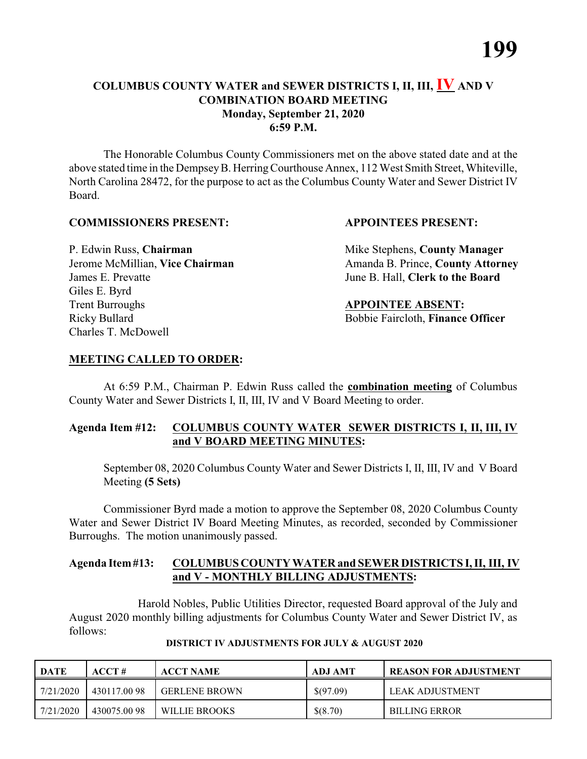# COLUMBUS COUNTY WATER and SEWER DISTRICTS I, II, III, IV AND V COMBINATION BOARD MEETING

**Monday, September 21, 2020**

**6:59 P.M.**

The Honorable Columbus County Commissioners met on the above stated date and at the above stated time in the Dempsey B. Herring Courthouse Annex, 112 West Smith Street, Whiteville, North Carolina 28472, for the purpose to act as the Columbus County Water and Sewer District IV Board.

**COMMISSIONERS PRESENT:**

P. Edwin Russ, **Chairman**
Jerome McMillian, **Vice Chairman**
James E. Prevatte
Giles E. Byrd
Trent Burroughs
Ricky Bullard
Charles T. McDowell

**APPOINTEES PRESENT:**

Mike Stephens, **County Manager**
Amanda B. Prince, **County Attorney**
June B. Hall, **Clerk to the Board**

**APPOINTEE ABSENT:**

Bobbie Faircloth, **Finance Officer**

**MEETING CALLED TO ORDER:**

At 6:59 P.M., Chairman P. Edwin Russ called the **combination meeting** of Columbus County Water and Sewer Districts I, II, III, IV and V Board Meeting to order.

**Agenda Item #12: COLUMBUS COUNTY WATER SEWER DISTRICTS I, II, III, IV and V BOARD MEETING MINUTES:**

September 08, 2020 Columbus County Water and Sewer Districts I, II, III, IV and V Board Meeting **(5 Sets)**

Commissioner Byrd made a motion to approve the September 08, 2020 Columbus County Water and Sewer District IV Board Meeting Minutes, as recorded, seconded by Commissioner Burroughs. The motion unanimously passed.

**Agenda Item #13: COLUMBUS COUNTY WATER and SEWER DISTRICTS I, II, III, IV and V - MONTHLY BILLING ADJUSTMENTS:**

Harold Nobles, Public Utilities Director, requested Board approval of the July and August 2020 monthly billing adjustments for Columbus County Water and Sewer District IV, as follows:

**DISTRICT IV ADJUSTMENTS FOR JULY & AUGUST 2020**

| DATE | ACCT # | ACCT NAME | ADJ AMT | REASON FOR ADJUSTMENT |
|---|---|---|---|---|
| 7/21/2020 | 430117.00 98 | GERLENE BROWN | $(97.09) | LEAK ADJUSTMENT |
| 7/21/2020 | 430075.00 98 | WILLIE BROOKS | $(8.70) | BILLING ERROR |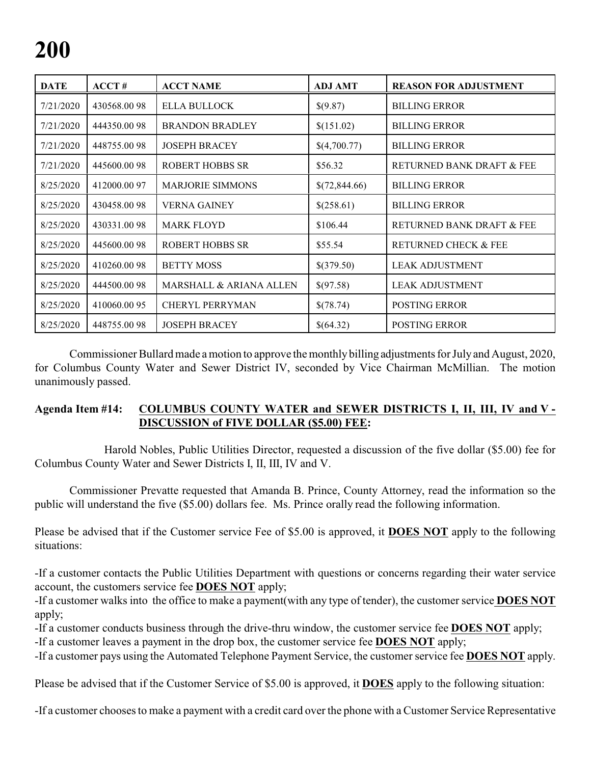| DATE | ACCT # | ACCT NAME | ADJ AMT | REASON FOR ADJUSTMENT |
|---|---|---|---|---|
| 7/21/2020 | 430568.00 98 | ELLA BULLOCK | $(9.87) | BILLING ERROR |
| 7/21/2020 | 444350.00 98 | BRANDON BRADLEY | $(151.02) | BILLING ERROR |
| 7/21/2020 | 448755.00 98 | JOSEPH BRACEY | $(4,700.77) | BILLING ERROR |
| 7/21/2020 | 445600.00 98 | ROBERT HOBBS SR | $56.32 | RETURNED BANK DRAFT & FEE |
| 8/25/2020 | 412000.00 97 | MARJORIE SIMMONS | $(72,844.66) | BILLING ERROR |
| 8/25/2020 | 430458.00 98 | VERNA GAINEY | $(258.61) | BILLING ERROR |
| 8/25/2020 | 430331.00 98 | MARK FLOYD | $106.44 | RETURNED BANK DRAFT & FEE |
| 8/25/2020 | 445600.00 98 | ROBERT HOBBS SR | $55.54 | RETURNED CHECK & FEE |
| 8/25/2020 | 410260.00 98 | BETTY MOSS | $(379.50) | LEAK ADJUSTMENT |
| 8/25/2020 | 444500.00 98 | MARSHALL & ARIANA ALLEN | $(97.58) | LEAK ADJUSTMENT |
| 8/25/2020 | 410060.00 95 | CHERYL PERRYMAN | $(78.74) | POSTING ERROR |
| 8/25/2020 | 448755.00 98 | JOSEPH BRACEY | $(64.32) | POSTING ERROR |

Commissioner Bullard made a motion to approve the monthly billing adjustments for July and August, 2020, for Columbus County Water and Sewer District IV, seconded by Vice Chairman McMillian. The motion unanimously passed.

**Agenda Item #14: <u>COLUMBUS COUNTY WATER and SEWER DISTRICTS I, II, III, IV and V - DISCUSSION of FIVE DOLLAR ($5.00) FEE</u>:**

Harold Nobles, Public Utilities Director, requested a discussion of the five dollar ($5.00) fee for Columbus County Water and Sewer Districts I, II, III, IV and V.

Commissioner Prevatte requested that Amanda B. Prince, County Attorney, read the information so the public will understand the five ($5.00) dollars fee. Ms. Prince orally read the following information.

Please be advised that if the Customer service Fee of $5.00 is approved, it **<u>DOES NOT</u>** apply to the following situations:

-If a customer contacts the Public Utilities Department with questions or concerns regarding their water service account, the customers service fee **<u>DOES NOT</u>** apply;
-If a customer walks into the office to make a payment(with any type of tender), the customer service **<u>DOES NOT</u>** apply;
-If a customer conducts business through the drive-thru window, the customer service fee **<u>DOES NOT</u>** apply;
-If a customer leaves a payment in the drop box, the customer service fee **<u>DOES NOT</u>** apply;
-If a customer pays using the Automated Telephone Payment Service, the customer service fee **<u>DOES NOT</u>** apply.

Please be advised that if the Customer Service of $5.00 is approved, it **<u>DOES</u>** apply to the following situation:

-If a customer chooses to make a payment with a credit card over the phone with a Customer Service Representative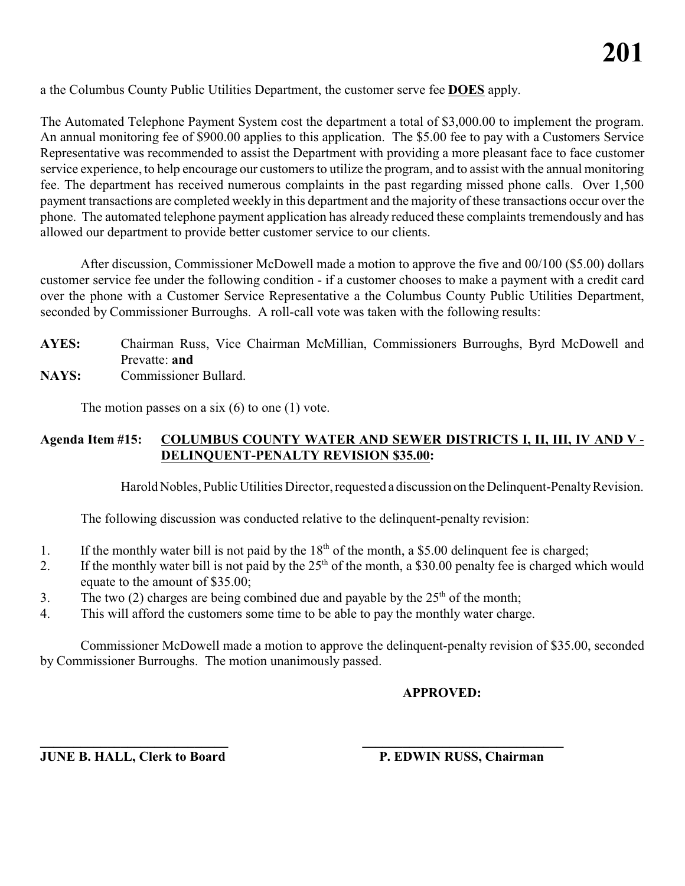a the Columbus County Public Utilities Department, the customer serve fee **DOES** apply.

The Automated Telephone Payment System cost the department a total of $3,000.00 to implement the program. An annual monitoring fee of $900.00 applies to this application. The $5.00 fee to pay with a Customers Service Representative was recommended to assist the Department with providing a more pleasant face to face customer service experience, to help encourage our customers to utilize the program, and to assist with the annual monitoring fee. The department has received numerous complaints in the past regarding missed phone calls. Over 1,500 payment transactions are completed weekly in this department and the majority of these transactions occur over the phone. The automated telephone payment application has already reduced these complaints tremendously and has allowed our department to provide better customer service to our clients.

After discussion, Commissioner McDowell made a motion to approve the five and 00/100 ($5.00) dollars customer service fee under the following condition - if a customer chooses to make a payment with a credit card over the phone with a Customer Service Representative a the Columbus County Public Utilities Department, seconded by Commissioner Burroughs. A roll-call vote was taken with the following results:

**AYES:** Chairman Russ, Vice Chairman McMillian, Commissioners Burroughs, Byrd McDowell and Prevatte: **and**

**NAYS:** Commissioner Bullard.

The motion passes on a six (6) to one (1) vote.

**Agenda Item #15: COLUMBUS COUNTY WATER AND SEWER DISTRICTS I, II, III, IV AND V - DELINQUENT-PENALTY REVISION $35.00:**

Harold Nobles, Public Utilities Director, requested a discussion on the Delinquent-Penalty Revision.

The following discussion was conducted relative to the delinquent-penalty revision:

1. If the monthly water bill is not paid by the 18th of the month, a $5.00 delinquent fee is charged;
2. If the monthly water bill is not paid by the 25th of the month, a $30.00 penalty fee is charged which would equate to the amount of $35.00;
3. The two (2) charges are being combined due and payable by the 25th of the month;
4. This will afford the customers some time to be able to pay the monthly water charge.

Commissioner McDowell made a motion to approve the delinquent-penalty revision of $35.00, seconded by Commissioner Burroughs. The motion unanimously passed.

**APPROVED:**

| ____________________________ | ____________________________ |
|---|---|
| **JUNE B. HALL, Clerk to Board** | **P. EDWIN RUSS, Chairman** |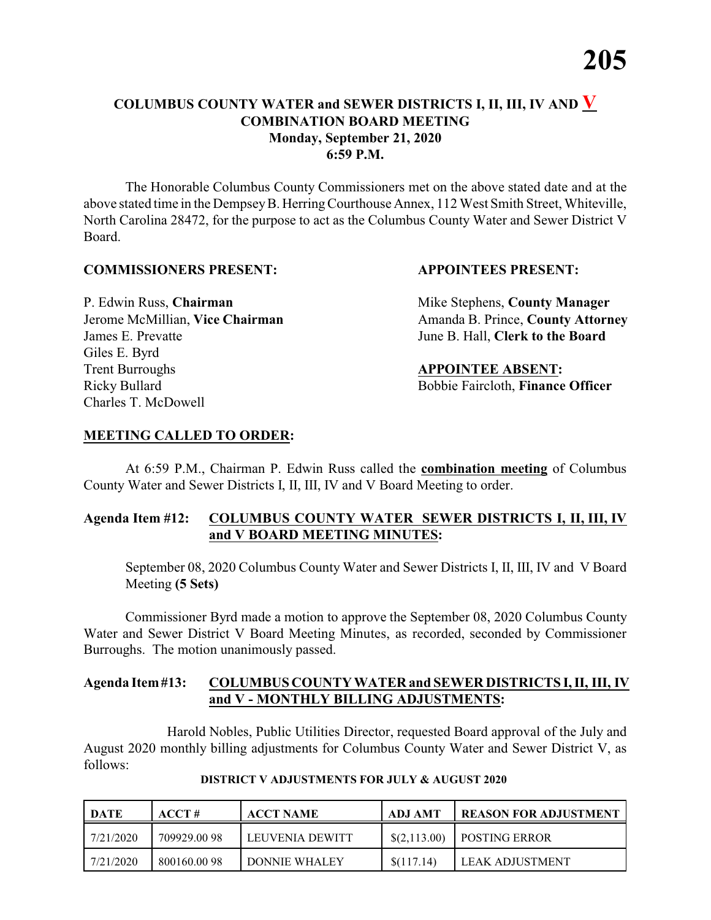## COLUMBUS COUNTY WATER and SEWER DISTRICTS I, II, III, IV AND V
## COMBINATION BOARD MEETING
**Monday, September 21, 2020**
**6:59 P.M.**

The Honorable Columbus County Commissioners met on the above stated date and at the above stated time in the Dempsey B. Herring Courthouse Annex, 112 West Smith Street, Whiteville, North Carolina 28472, for the purpose to act as the Columbus County Water and Sewer District V Board.

**COMMISSIONERS PRESENT:**

P. Edwin Russ, **Chairman**
Jerome McMillian, **Vice Chairman**
James E. Prevatte
Giles E. Byrd
Trent Burroughs
Ricky Bullard
Charles T. McDowell

**APPOINTEES PRESENT:**

Mike Stephens, **County Manager**
Amanda B. Prince, **County Attorney**
June B. Hall, **Clerk to the Board**

**APPOINTEE ABSENT:**

Bobbie Faircloth, **Finance Officer**

**MEETING CALLED TO ORDER:**

At 6:59 P.M., Chairman P. Edwin Russ called the **combination meeting** of Columbus County Water and Sewer Districts I, II, III, IV and V Board Meeting to order.

**Agenda Item #12: COLUMBUS COUNTY WATER SEWER DISTRICTS I, II, III, IV and V BOARD MEETING MINUTES:**

September 08, 2020 Columbus County Water and Sewer Districts I, II, III, IV and V Board Meeting **(5 Sets)**

Commissioner Byrd made a motion to approve the September 08, 2020 Columbus County Water and Sewer District V Board Meeting Minutes, as recorded, seconded by Commissioner Burroughs. The motion unanimously passed.

**Agenda Item #13: COLUMBUS COUNTY WATER and SEWER DISTRICTS I, II, III, IV and V - MONTHLY BILLING ADJUSTMENTS:**

Harold Nobles, Public Utilities Director, requested Board approval of the July and August 2020 monthly billing adjustments for Columbus County Water and Sewer District V, as follows:

**DISTRICT V ADJUSTMENTS FOR JULY & AUGUST 2020**

| DATE | ACCT # | ACCT NAME | ADJ AMT | REASON FOR ADJUSTMENT |
|---|---|---|---|---|
| 7/21/2020 | 709929.00 98 | LEUVENIA DEWITT | $(2,113.00) | POSTING ERROR |
| 7/21/2020 | 800160.00 98 | DONNIE WHALEY | $(117.14) | LEAK ADJUSTMENT |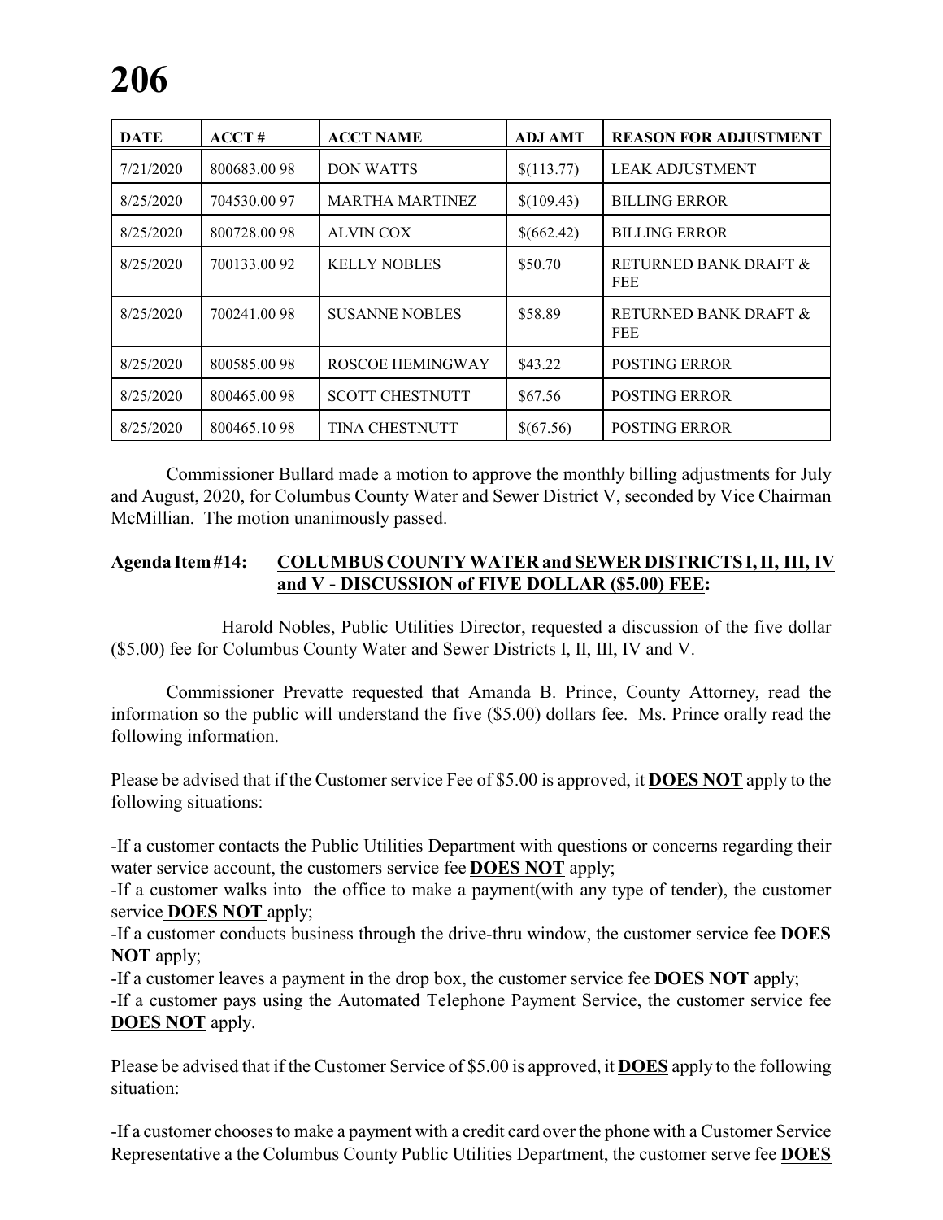| DATE | ACCT # | ACCT NAME | ADJ AMT | REASON FOR ADJUSTMENT |
|---|---|---|---|---|
| 7/21/2020 | 800683.00 98 | DON WATTS | $(113.77) | LEAK ADJUSTMENT |
| 8/25/2020 | 704530.00 97 | MARTHA MARTINEZ | $(109.43) | BILLING ERROR |
| 8/25/2020 | 800728.00 98 | ALVIN COX | $(662.42) | BILLING ERROR |
| 8/25/2020 | 700133.00 92 | KELLY NOBLES | $50.70 | RETURNED BANK DRAFT & FEE |
| 8/25/2020 | 700241.00 98 | SUSANNE NOBLES | $58.89 | RETURNED BANK DRAFT & FEE |
| 8/25/2020 | 800585.00 98 | ROSCOE HEMINGWAY | $43.22 | POSTING ERROR |
| 8/25/2020 | 800465.00 98 | SCOTT CHESTNUTT | $67.56 | POSTING ERROR |
| 8/25/2020 | 800465.10 98 | TINA CHESTNUTT | $(67.56) | POSTING ERROR |

Commissioner Bullard made a motion to approve the monthly billing adjustments for July and August, 2020, for Columbus County Water and Sewer District V, seconded by Vice Chairman McMillian. The motion unanimously passed.

**Agenda Item #14: COLUMBUS COUNTY WATER and SEWER DISTRICTS I, II, III, IV and V - DISCUSSION of FIVE DOLLAR ($5.00) FEE:**

Harold Nobles, Public Utilities Director, requested a discussion of the five dollar ($5.00) fee for Columbus County Water and Sewer Districts I, II, III, IV and V.

Commissioner Prevatte requested that Amanda B. Prince, County Attorney, read the information so the public will understand the five ($5.00) dollars fee. Ms. Prince orally read the following information.

Please be advised that if the Customer service Fee of $5.00 is approved, it **DOES NOT** apply to the following situations:

-If a customer contacts the Public Utilities Department with questions or concerns regarding their water service account, the customers service fee **DOES NOT** apply;
-If a customer walks into the office to make a payment(with any type of tender), the customer service **DOES NOT** apply;
-If a customer conducts business through the drive-thru window, the customer service fee **DOES NOT** apply;
-If a customer leaves a payment in the drop box, the customer service fee **DOES NOT** apply;
-If a customer pays using the Automated Telephone Payment Service, the customer service fee **DOES NOT** apply.

Please be advised that if the Customer Service of $5.00 is approved, it **DOES** apply to the following situation:

-If a customer chooses to make a payment with a credit card over the phone with a Customer Service Representative a the Columbus County Public Utilities Department, the customer serve fee **DOES**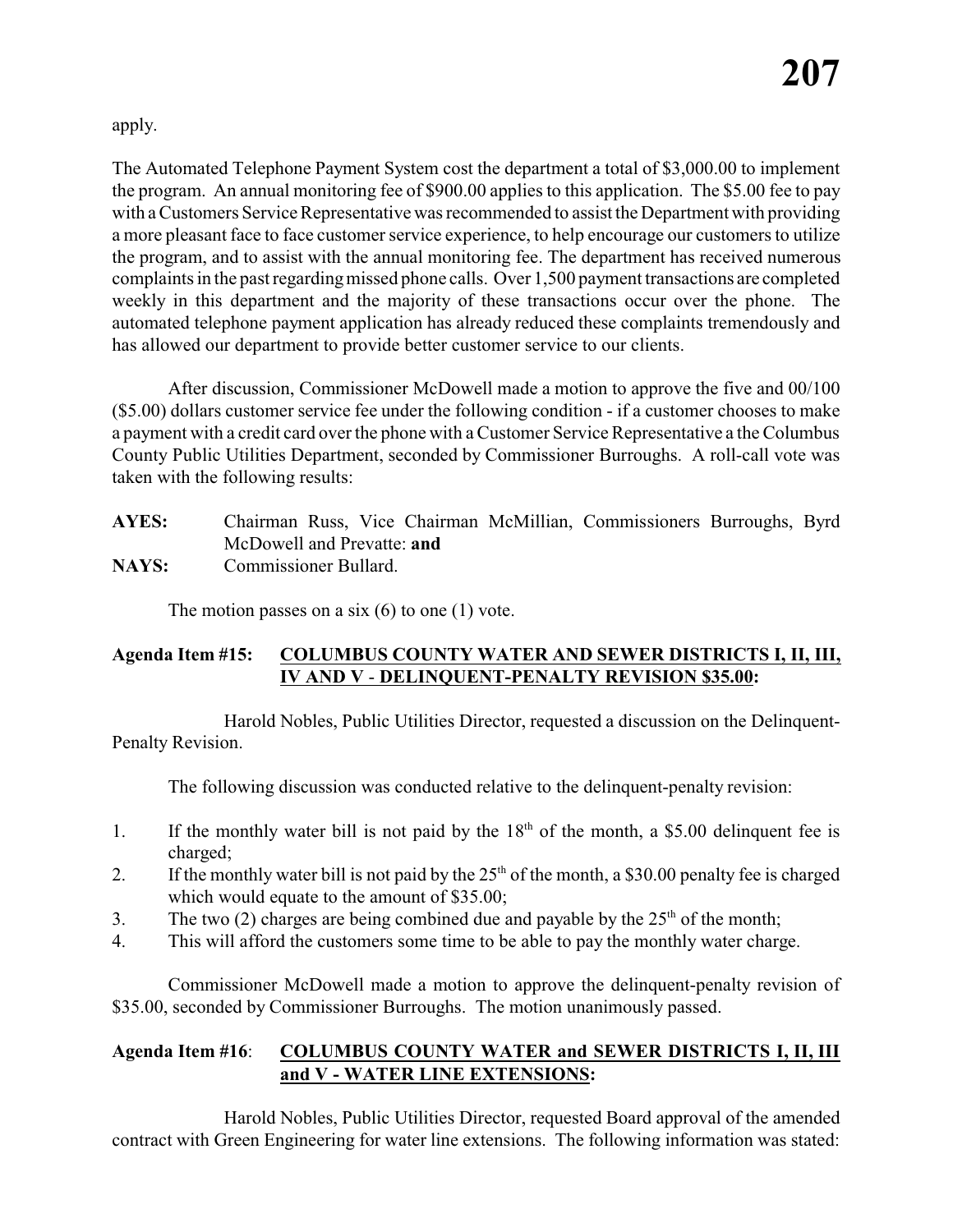apply.

The Automated Telephone Payment System cost the department a total of $3,000.00 to implement the program. An annual monitoring fee of $900.00 applies to this application. The $5.00 fee to pay with a Customers Service Representative was recommended to assist the Department with providing a more pleasant face to face customer service experience, to help encourage our customers to utilize the program, and to assist with the annual monitoring fee. The department has received numerous complaints in the past regarding missed phone calls. Over 1,500 payment transactions are completed weekly in this department and the majority of these transactions occur over the phone. The automated telephone payment application has already reduced these complaints tremendously and has allowed our department to provide better customer service to our clients.

After discussion, Commissioner McDowell made a motion to approve the five and 00/100 ($5.00) dollars customer service fee under the following condition - if a customer chooses to make a payment with a credit card over the phone with a Customer Service Representative a the Columbus County Public Utilities Department, seconded by Commissioner Burroughs. A roll-call vote was taken with the following results:

**AYES:** Chairman Russ, Vice Chairman McMillian, Commissioners Burroughs, Byrd McDowell and Prevatte: **and**
**NAYS:** Commissioner Bullard.

The motion passes on a six (6) to one (1) vote.

**Agenda Item #15: COLUMBUS COUNTY WATER AND SEWER DISTRICTS I, II, III, IV AND V - DELINQUENT-PENALTY REVISION $35.00:**

Harold Nobles, Public Utilities Director, requested a discussion on the Delinquent-Penalty Revision.

The following discussion was conducted relative to the delinquent-penalty revision:

1. If the monthly water bill is not paid by the 18th of the month, a $5.00 delinquent fee is charged;
2. If the monthly water bill is not paid by the 25th of the month, a $30.00 penalty fee is charged which would equate to the amount of $35.00;
3. The two (2) charges are being combined due and payable by the 25th of the month;
4. This will afford the customers some time to be able to pay the monthly water charge.

Commissioner McDowell made a motion to approve the delinquent-penalty revision of $35.00, seconded by Commissioner Burroughs. The motion unanimously passed.

**Agenda Item #16: COLUMBUS COUNTY WATER and SEWER DISTRICTS I, II, III and V - WATER LINE EXTENSIONS:**

Harold Nobles, Public Utilities Director, requested Board approval of the amended contract with Green Engineering for water line extensions. The following information was stated: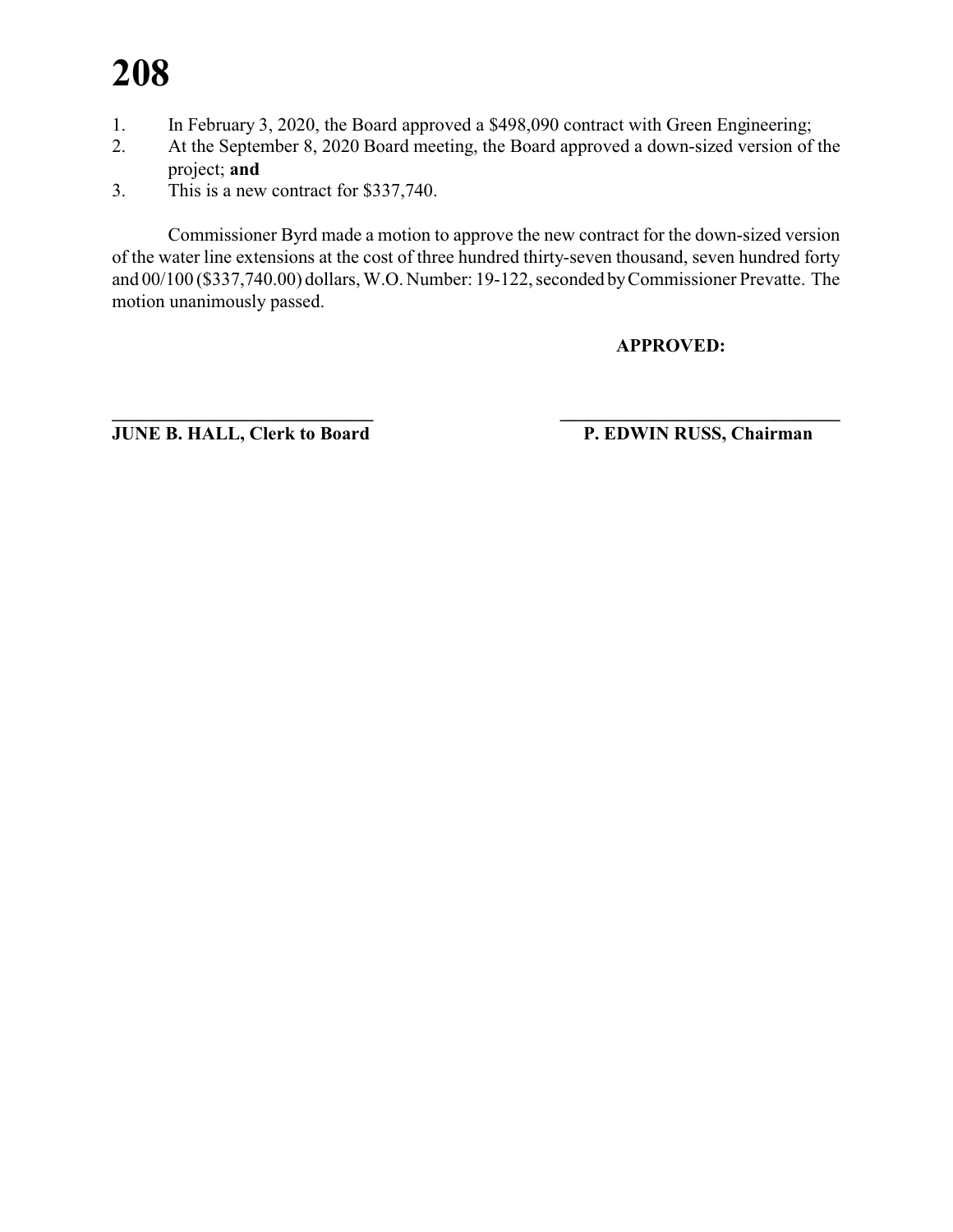1. In February 3, 2020, the Board approved a $498,090 contract with Green Engineering;
2. At the September 8, 2020 Board meeting, the Board approved a down-sized version of the project; **and**
3. This is a new contract for $337,740.

Commissioner Byrd made a motion to approve the new contract for the down-sized version of the water line extensions at the cost of three hundred thirty-seven thousand, seven hundred forty and 00/100 ($337,740.00) dollars, W.O. Number: 19-122, seconded by Commissioner Prevatte. The motion unanimously passed.

**APPROVED:**

**\_\_\_\_\_\_\_\_\_\_\_\_\_\_\_\_\_\_\_\_\_\_\_\_\_\_\_\_\_\_**
**JUNE B. HALL, Clerk to Board**

**\_\_\_\_\_\_\_\_\_\_\_\_\_\_\_\_\_\_\_\_\_\_\_\_\_\_\_\_\_\_**
**P. EDWIN RUSS, Chairman**